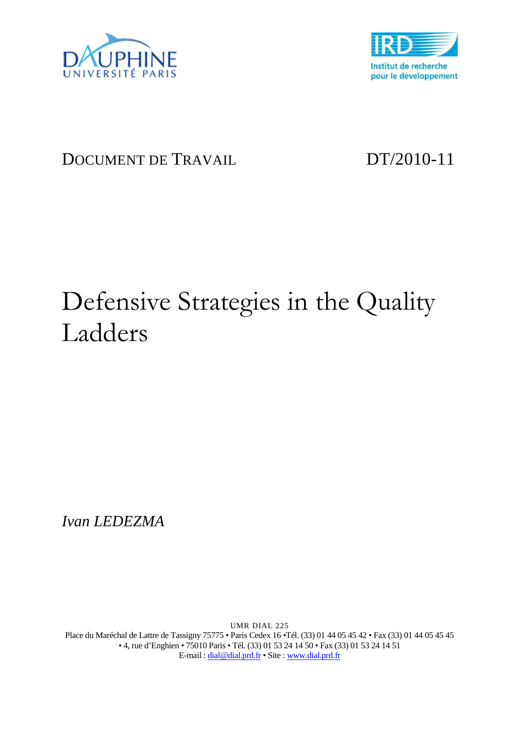DAUPHINE UNIVERSITÉ PARIS

IRD Institut de recherche pour le développement

DOCUMENT DE TRAVAIL DT/2010-11

# Defensive Strategies in the Quality Ladders

*Ivan LEDEZMA*

UMR DIAL 225
Place du Maréchal de Lattre de Tassigny 75775 • Paris Cedex 16 •Tél. (33) 01 44 05 45 42 • Fax (33) 01 44 05 45 45
• 4, rue d'Enghien • 75010 Paris • Tél. (33) 01 53 24 14 50 • Fax (33) 01 53 24 14 51
E-mail : dial@dial.prd.fr • Site : www.dial.prd.fr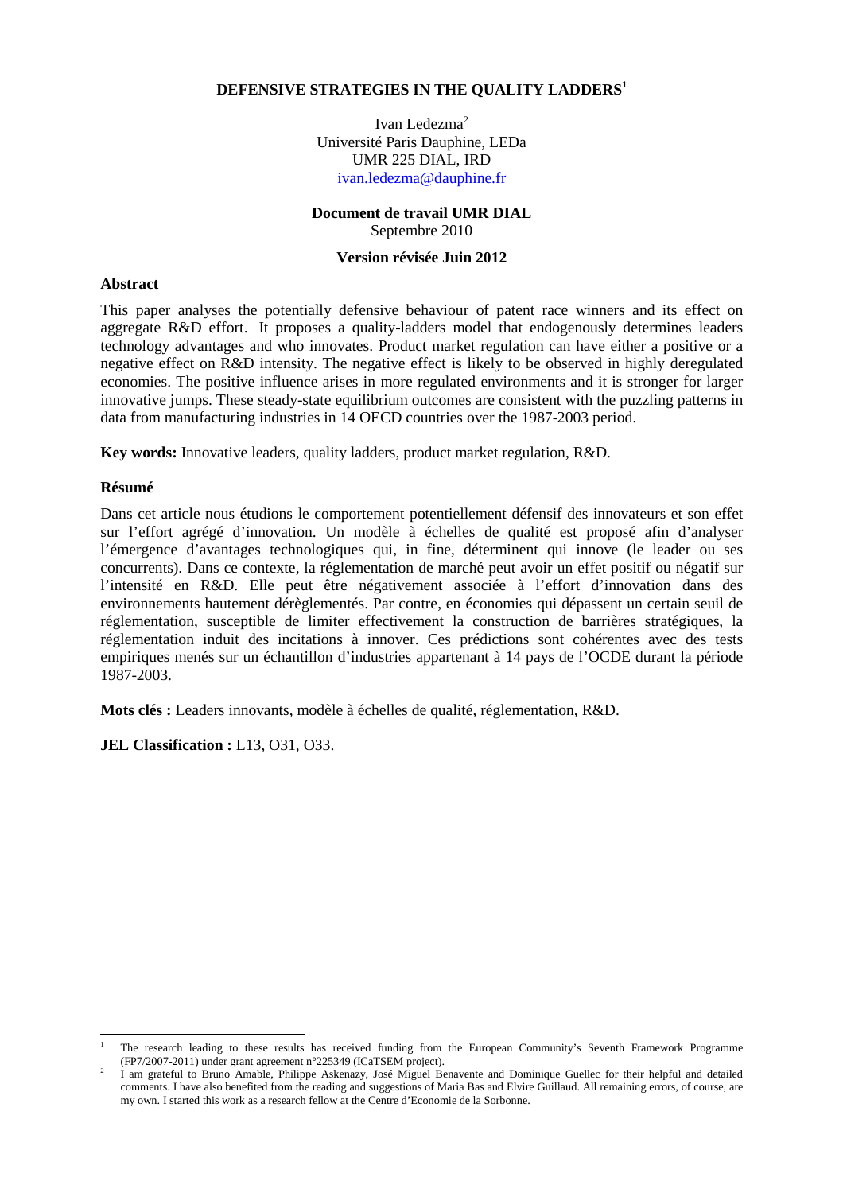# DEFENSIVE STRATEGIES IN THE QUALITY LADDERS[1]

Ivan Ledezma[2]
Université Paris Dauphine, LEDa
UMR 225 DIAL, IRD
ivan.ledezma@dauphine.fr

**Document de travail UMR DIAL**
Septembre 2010

**Version révisée Juin 2012**

## Abstract

This paper analyses the potentially defensive behaviour of patent race winners and its effect on aggregate R&D effort. It proposes a quality-ladders model that endogenously determines leaders technology advantages and who innovates. Product market regulation can have either a positive or a negative effect on R&D intensity. The negative effect is likely to be observed in highly deregulated economies. The positive influence arises in more regulated environments and it is stronger for larger innovative jumps. These steady-state equilibrium outcomes are consistent with the puzzling patterns in data from manufacturing industries in 14 OECD countries over the 1987-2003 period.

**Key words:** Innovative leaders, quality ladders, product market regulation, R&D.

## Résumé

Dans cet article nous étudions le comportement potentiellement défensif des innovateurs et son effet sur l'effort agrégé d'innovation. Un modèle à échelles de qualité est proposé afin d'analyser l'émergence d'avantages technologiques qui, in fine, déterminent qui innove (le leader ou ses concurrents). Dans ce contexte, la réglementation de marché peut avoir un effet positif ou négatif sur l'intensité en R&D. Elle peut être négativement associée à l'effort d'innovation dans des environnements hautement déréglementés. Par contre, en économies qui dépassent un certain seuil de réglementation, susceptible de limiter effectivement la construction de barrières stratégiques, la réglementation induit des incitations à innover. Ces prédictions sont cohérentes avec des tests empiriques menés sur un échantillon d'industries appartenant à 14 pays de l'OCDE durant la période 1987-2003.

**Mots clés :** Leaders innovants, modèle à échelles de qualité, réglementation, R&D.

**JEL Classification :** L13, O31, O33.

---

[1] The research leading to these results has received funding from the European Community's Seventh Framework Programme (FP7/2007-2011) under grant agreement n°225349 (ICaTSEM project).

[2] I am grateful to Bruno Amable, Philippe Askenazy, José Miguel Benavente and Dominique Guellec for their helpful and detailed comments. I have also benefited from the reading and suggestions of Maria Bas and Elvire Guillaud. All remaining errors, of course, are my own. I started this work as a research fellow at the Centre d'Economie de la Sorbonne.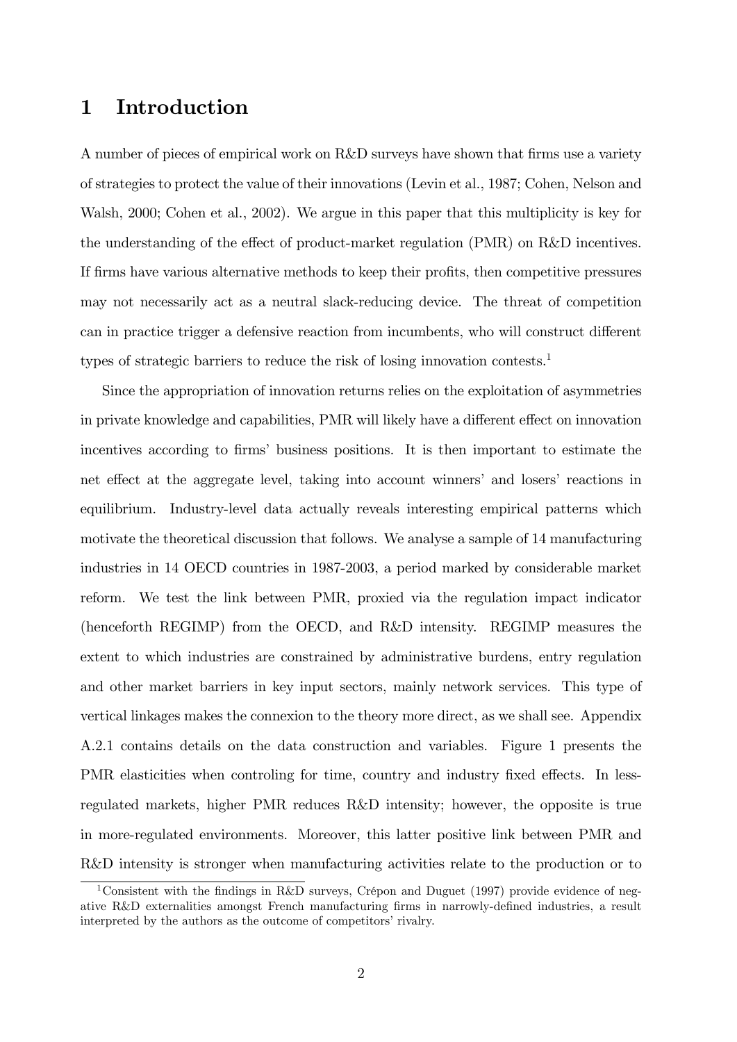# 1 Introduction

A number of pieces of empirical work on R&D surveys have shown that firms use a variety of strategies to protect the value of their innovations (Levin et al., 1987; Cohen, Nelson and Walsh, 2000; Cohen et al., 2002). We argue in this paper that this multiplicity is key for the understanding of the effect of product-market regulation (PMR) on R&D incentives. If firms have various alternative methods to keep their profits, then competitive pressures may not necessarily act as a neutral slack-reducing device. The threat of competition can in practice trigger a defensive reaction from incumbents, who will construct different types of strategic barriers to reduce the risk of losing innovation contests.[1]

Since the appropriation of innovation returns relies on the exploitation of asymmetries in private knowledge and capabilities, PMR will likely have a different effect on innovation incentives according to firms' business positions. It is then important to estimate the net effect at the aggregate level, taking into account winners' and losers' reactions in equilibrium. Industry-level data actually reveals interesting empirical patterns which motivate the theoretical discussion that follows. We analyse a sample of 14 manufacturing industries in 14 OECD countries in 1987-2003, a period marked by considerable market reform. We test the link between PMR, proxied via the regulation impact indicator (henceforth REGIMP) from the OECD, and R&D intensity. REGIMP measures the extent to which industries are constrained by administrative burdens, entry regulation and other market barriers in key input sectors, mainly network services. This type of vertical linkages makes the connexion to the theory more direct, as we shall see. Appendix A.2.1 contains details on the data construction and variables. Figure 1 presents the PMR elasticities when controling for time, country and industry fixed effects. In less-regulated markets, higher PMR reduces R&D intensity; however, the opposite is true in more-regulated environments. Moreover, this latter positive link between PMR and R&D intensity is stronger when manufacturing activities relate to the production or to

[1] Consistent with the findings in R&D surveys, Crépon and Duguet (1997) provide evidence of negative R&D externalities amongst French manufacturing firms in narrowly-defined industries, a result interpreted by the authors as the outcome of competitors' rivalry.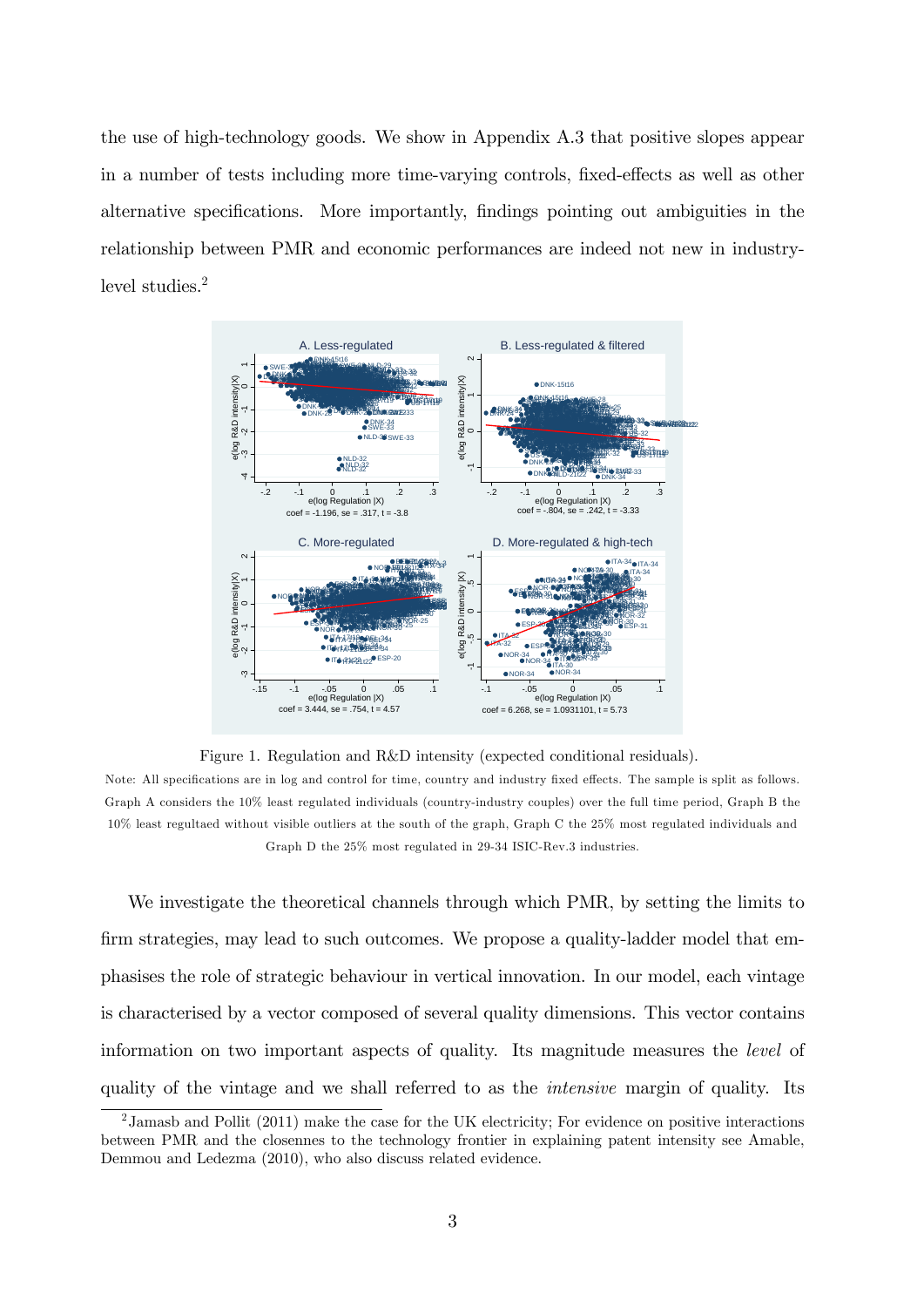the use of high-technology goods. We show in Appendix A.3 that positive slopes appear in a number of tests including more time-varying controls, fixed-effects as well as other alternative specifications. More importantly, findings pointing out ambiguities in the relationship between PMR and economic performances are indeed not new in industry-level studies.[2]

Figure 1. Regulation and R&D intensity (expected conditional residuals).

Note: All specifications are in log and control for time, country and industry fixed effects. The sample is split as follows. Graph A considers the 10% least regulated individuals (country-industry couples) over the full time period, Graph B the 10% least regultaed without visible outliers at the south of the graph, Graph C the 25% most regulated individuals and Graph D the 25% most regulated in 29-34 ISIC-Rev.3 industries.

We investigate the theoretical channels through which PMR, by setting the limits to firm strategies, may lead to such outcomes. We propose a quality-ladder model that emphasises the role of strategic behaviour in vertical innovation. In our model, each vintage is characterised by a vector composed of several quality dimensions. This vector contains information on two important aspects of quality. Its magnitude measures the *level* of quality of the vintage and we shall referred to as the *intensive* margin of quality. Its

[2] Jamasb and Pollit (2011) make the case for the UK electricity; For evidence on positive interactions between PMR and the closennes to the technology frontier in explaining patent intensity see Amable, Demmou and Ledezma (2010), who also discuss related evidence.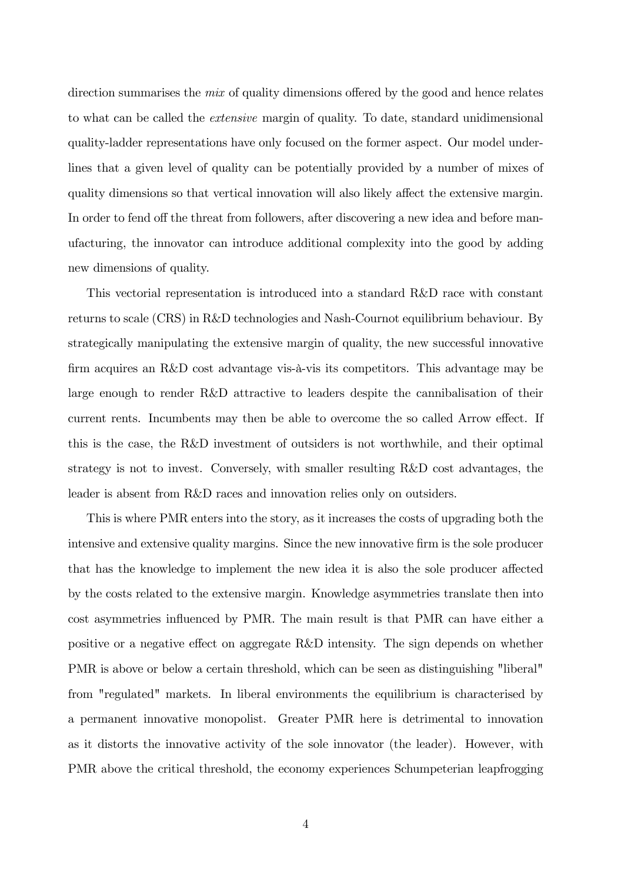direction summarises the *mix* of quality dimensions offered by the good and hence relates to what can be called the *extensive* margin of quality. To date, standard unidimensional quality-ladder representations have only focused on the former aspect. Our model underlines that a given level of quality can be potentially provided by a number of mixes of quality dimensions so that vertical innovation will also likely affect the extensive margin. In order to fend off the threat from followers, after discovering a new idea and before manufacturing, the innovator can introduce additional complexity into the good by adding new dimensions of quality.

This vectorial representation is introduced into a standard R&D race with constant returns to scale (CRS) in R&D technologies and Nash-Cournot equilibrium behaviour. By strategically manipulating the extensive margin of quality, the new successful innovative firm acquires an R&D cost advantage vis-à-vis its competitors. This advantage may be large enough to render R&D attractive to leaders despite the cannibalisation of their current rents. Incumbents may then be able to overcome the so called Arrow effect. If this is the case, the R&D investment of outsiders is not worthwhile, and their optimal strategy is not to invest. Conversely, with smaller resulting R&D cost advantages, the leader is absent from R&D races and innovation relies only on outsiders.

This is where PMR enters into the story, as it increases the costs of upgrading both the intensive and extensive quality margins. Since the new innovative firm is the sole producer that has the knowledge to implement the new idea it is also the sole producer affected by the costs related to the extensive margin. Knowledge asymmetries translate then into cost asymmetries influenced by PMR. The main result is that PMR can have either a positive or a negative effect on aggregate R&D intensity. The sign depends on whether PMR is above or below a certain threshold, which can be seen as distinguishing "liberal" from "regulated" markets. In liberal environments the equilibrium is characterised by a permanent innovative monopolist. Greater PMR here is detrimental to innovation as it distorts the innovative activity of the sole innovator (the leader). However, with PMR above the critical threshold, the economy experiences Schumpeterian leapfrogging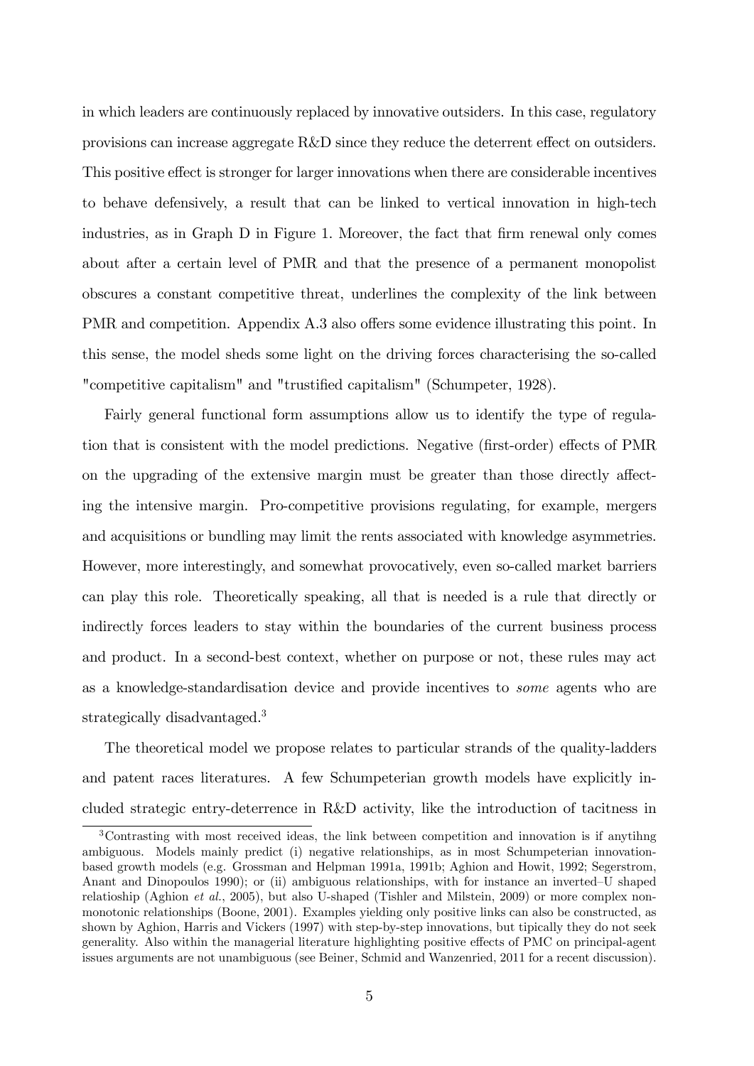in which leaders are continuously replaced by innovative outsiders. In this case, regulatory provisions can increase aggregate R&D since they reduce the deterrent effect on outsiders. This positive effect is stronger for larger innovations when there are considerable incentives to behave defensively, a result that can be linked to vertical innovation in high-tech industries, as in Graph D in Figure 1. Moreover, the fact that firm renewal only comes about after a certain level of PMR and that the presence of a permanent monopolist obscures a constant competitive threat, underlines the complexity of the link between PMR and competition. Appendix A.3 also offers some evidence illustrating this point. In this sense, the model sheds some light on the driving forces characterising the so-called "competitive capitalism" and "trustified capitalism" (Schumpeter, 1928).

Fairly general functional form assumptions allow us to identify the type of regulation that is consistent with the model predictions. Negative (first-order) effects of PMR on the upgrading of the extensive margin must be greater than those directly affecting the intensive margin. Pro-competitive provisions regulating, for example, mergers and acquisitions or bundling may limit the rents associated with knowledge asymmetries. However, more interestingly, and somewhat provocatively, even so-called market barriers can play this role. Theoretically speaking, all that is needed is a rule that directly or indirectly forces leaders to stay within the boundaries of the current business process and product. In a second-best context, whether on purpose or not, these rules may act as a knowledge-standardisation device and provide incentives to *some* agents who are strategically disadvantaged.[3]

The theoretical model we propose relates to particular strands of the quality-ladders and patent races literatures. A few Schumpeterian growth models have explicitly included strategic entry-deterrence in R&D activity, like the introduction of tacitness in

[3]Contrasting with most received ideas, the link between competition and innovation is if anytihng ambiguous. Models mainly predict (i) negative relationships, as in most Schumpeterian innovation-based growth models (e.g. Grossman and Helpman 1991a, 1991b; Aghion and Howit, 1992; Segerstrom, Anant and Dinopoulos 1990); or (ii) ambiguous relationships, with for instance an inverted–U shaped relatioship (Aghion *et al.*, 2005), but also U-shaped (Tishler and Milstein, 2009) or more complex non-monotonic relationships (Boone, 2001). Examples yielding only positive links can also be constructed, as shown by Aghion, Harris and Vickers (1997) with step-by-step innovations, but tipically they do not seek generality. Also within the managerial literature highlighting positive effects of PMC on principal-agent issues arguments are not unambiguous (see Beiner, Schmid and Wanzenried, 2011 for a recent discussion).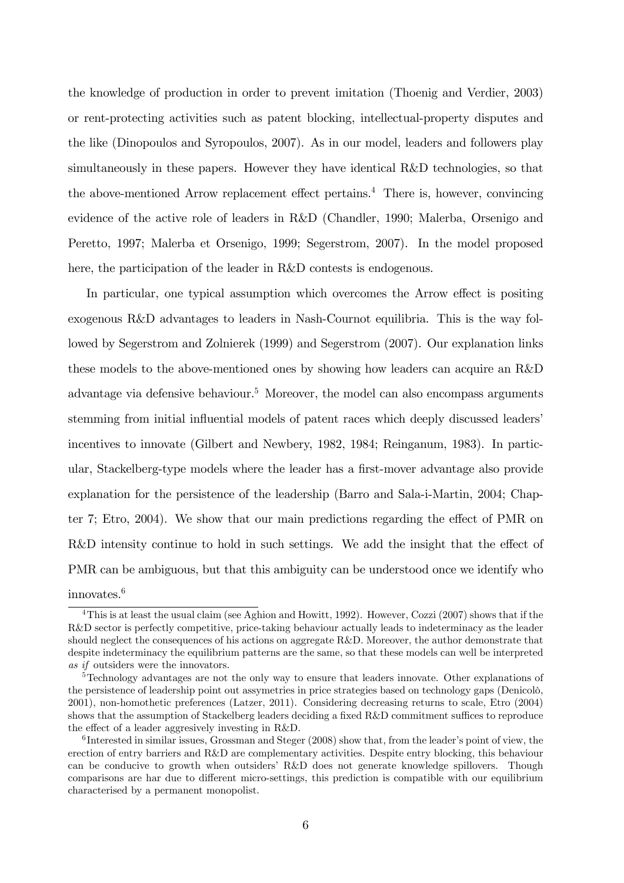the knowledge of production in order to prevent imitation (Thoenig and Verdier, 2003) or rent-protecting activities such as patent blocking, intellectual-property disputes and the like (Dinopoulos and Syropoulos, 2007). As in our model, leaders and followers play simultaneously in these papers. However they have identical R&D technologies, so that the above-mentioned Arrow replacement effect pertains.[4] There is, however, convincing evidence of the active role of leaders in R&D (Chandler, 1990; Malerba, Orsenigo and Peretto, 1997; Malerba et Orsenigo, 1999; Segerstrom, 2007). In the model proposed here, the participation of the leader in R&D contests is endogenous.

In particular, one typical assumption which overcomes the Arrow effect is positing exogenous R&D advantages to leaders in Nash-Cournot equilibria. This is the way followed by Segerstrom and Zolnierek (1999) and Segerstrom (2007). Our explanation links these models to the above-mentioned ones by showing how leaders can acquire an R&D advantage via defensive behaviour.[5] Moreover, the model can also encompass arguments stemming from initial influential models of patent races which deeply discussed leaders' incentives to innovate (Gilbert and Newbery, 1982, 1984; Reinganum, 1983). In particular, Stackelberg-type models where the leader has a first-mover advantage also provide explanation for the persistence of the leadership (Barro and Sala-i-Martin, 2004; Chapter 7; Etro, 2004). We show that our main predictions regarding the effect of PMR on R&D intensity continue to hold in such settings. We add the insight that the effect of PMR can be ambiguous, but that this ambiguity can be understood once we identify who innovates.[6]

[4] This is at least the usual claim (see Aghion and Howitt, 1992). However, Cozzi (2007) shows that if the R&D sector is perfectly competitive, price-taking behaviour actually leads to indeterminacy as the leader should neglect the consequences of his actions on aggregate R&D. Moreover, the author demonstrate that despite indeterminacy the equilibrium patterns are the same, so that these models can well be interpreted *as if* outsiders were the innovators.

[5] Technology advantages are not the only way to ensure that leaders innovate. Other explanations of the persistence of leadership point out assymetries in price strategies based on technology gaps (Denicolò, 2001), non-homothetic preferences (Latzer, 2011). Considering decreasing returns to scale, Etro (2004) shows that the assumption of Stackelberg leaders deciding a fixed R&D commitment suffices to reproduce the effect of a leader aggresively investing in R&D.

[6] Interested in similar issues, Grossman and Steger (2008) show that, from the leader's point of view, the erection of entry barriers and R&D are complementary activities. Despite entry blocking, this behaviour can be conducive to growth when outsiders' R&D does not generate knowledge spillovers. Though comparisons are har due to different micro-settings, this prediction is compatible with our equilibrium characterised by a permanent monopolist.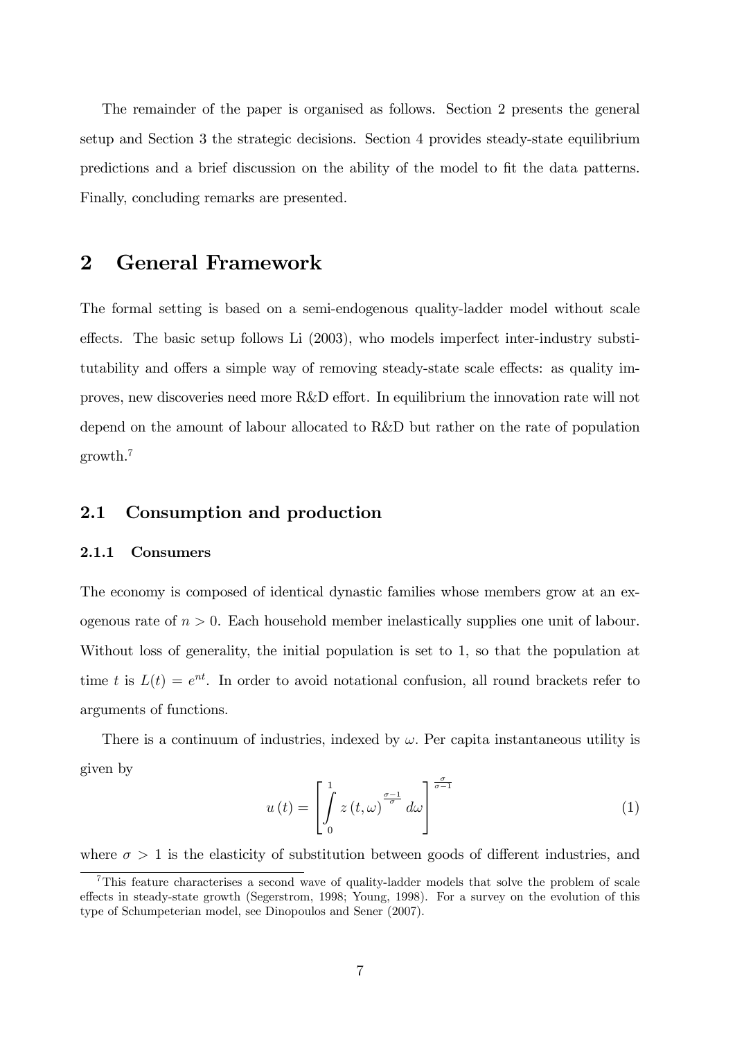The remainder of the paper is organised as follows. Section 2 presents the general setup and Section 3 the strategic decisions. Section 4 provides steady-state equilibrium predictions and a brief discussion on the ability of the model to fit the data patterns. Finally, concluding remarks are presented.

# 2 General Framework

The formal setting is based on a semi-endogenous quality-ladder model without scale effects. The basic setup follows Li (2003), who models imperfect inter-industry substitutability and offers a simple way of removing steady-state scale effects: as quality improves, new discoveries need more R&D effort. In equilibrium the innovation rate will not depend on the amount of labour allocated to R&D but rather on the rate of population growth.[7]

## 2.1 Consumption and production

### 2.1.1 Consumers

The economy is composed of identical dynastic families whose members grow at an exogenous rate of $n > 0$. Each household member inelastically supplies one unit of labour. Without loss of generality, the initial population is set to 1, so that the population at time $t$ is $L(t) = e^{nt}$. In order to avoid notational confusion, all round brackets refer to arguments of functions.

There is a continuum of industries, indexed by $\omega$. Per capita instantaneous utility is given by

$$u(t) = \left[ \int_0^1 z(t, \omega)^{\frac{\sigma-1}{\sigma}} d\omega \right]^{\frac{\sigma}{\sigma-1}} \tag{1}$$

where $\sigma > 1$ is the elasticity of substitution between goods of different industries, and

[7] This feature characterises a second wave of quality-ladder models that solve the problem of scale effects in steady-state growth (Segerstrom, 1998; Young, 1998). For a survey on the evolution of this type of Schumpeterian model, see Dinopoulos and Sener (2007).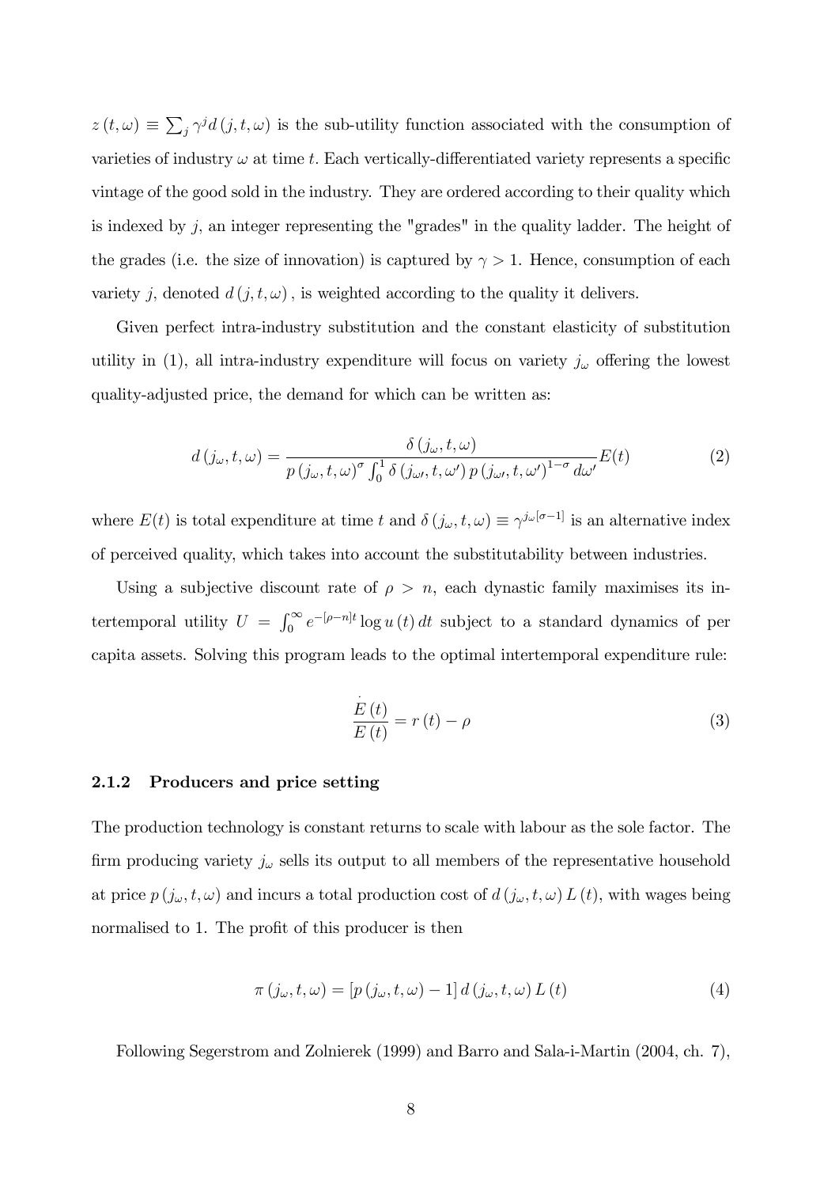$z(t,\omega) \equiv \sum_j \gamma^j d(j,t,\omega)$ is the sub-utility function associated with the consumption of varieties of industry $\omega$ at time $t$. Each vertically-differentiated variety represents a specific vintage of the good sold in the industry. They are ordered according to their quality which is indexed by $j$, an integer representing the "grades" in the quality ladder. The height of the grades (i.e. the size of innovation) is captured by $\gamma > 1$. Hence, consumption of each variety $j$, denoted $d(j,t,\omega)$, is weighted according to the quality it delivers.

Given perfect intra-industry substitution and the constant elasticity of substitution utility in (1), all intra-industry expenditure will focus on variety $j_\omega$ offering the lowest quality-adjusted price, the demand for which can be written as:

$$d(j_\omega, t, \omega) = \frac{\delta(j_\omega, t, \omega)}{p(j_\omega, t, \omega)^\sigma \int_0^1 \delta(j_{\omega'}, t, \omega') \, p(j_{\omega'}, t, \omega')^{1-\sigma} \, d\omega'} E(t) \tag{2}$$

where $E(t)$ is total expenditure at time $t$ and $\delta(j_\omega, t, \omega) \equiv \gamma^{j_\omega[\sigma-1]}$ is an alternative index of perceived quality, which takes into account the substitutability between industries.

Using a subjective discount rate of $\rho > n$, each dynastic family maximises its intertemporal utility $U = \int_0^\infty e^{-[\rho-n]t} \log u(t) \, dt$ subject to a standard dynamics of per capita assets. Solving this program leads to the optimal intertemporal expenditure rule:

$$\frac{\dot{E}(t)}{E(t)} = r(t) - \rho \tag{3}$$

### 2.1.2 Producers and price setting

The production technology is constant returns to scale with labour as the sole factor. The firm producing variety $j_\omega$ sells its output to all members of the representative household at price $p(j_\omega, t, \omega)$ and incurs a total production cost of $d(j_\omega, t, \omega) L(t)$, with wages being normalised to 1. The profit of this producer is then

$$\pi(j_\omega, t, \omega) = [p(j_\omega, t, \omega) - 1] \, d(j_\omega, t, \omega) \, L(t) \tag{4}$$

Following Segerstrom and Zolnierek (1999) and Barro and Sala-i-Martin (2004, ch. 7),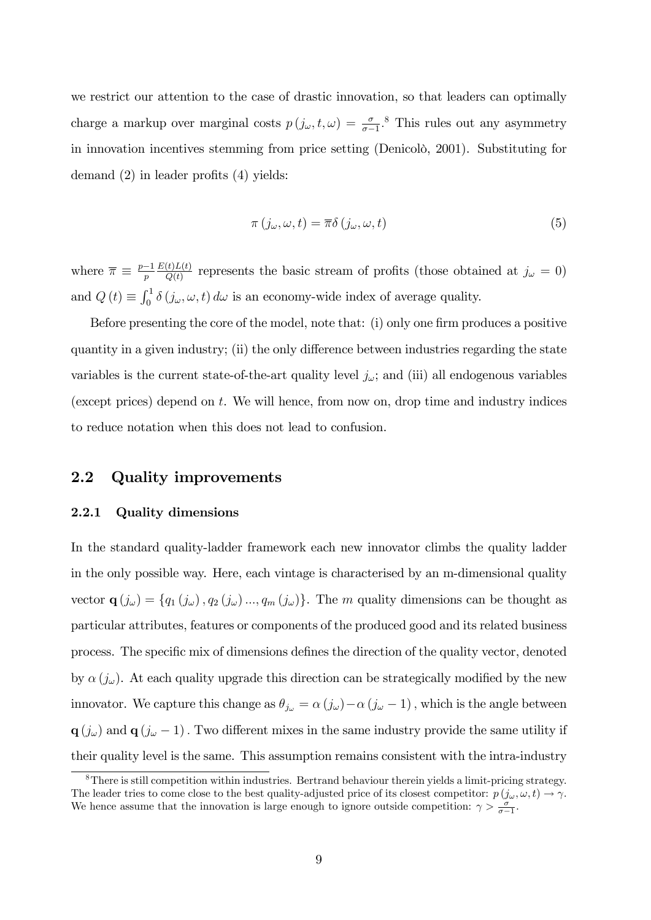we restrict our attention to the case of drastic innovation, so that leaders can optimally charge a markup over marginal costs $p(j_\omega, t, \omega) = \frac{\sigma}{\sigma-1}$.[8] This rules out any asymmetry in innovation incentives stemming from price setting (Denicolò, 2001). Substituting for demand (2) in leader profits (4) yields:

$$\pi(j_\omega, \omega, t) = \overline{\pi}\delta(j_\omega, \omega, t) \tag{5}$$

where $\overline{\pi} \equiv \frac{p-1}{p}\frac{E(t)L(t)}{Q(t)}$ represents the basic stream of profits (those obtained at $j_\omega = 0$) and $Q(t) \equiv \int_0^1 \delta(j_\omega, \omega, t)\, d\omega$ is an economy-wide index of average quality.

Before presenting the core of the model, note that: (i) only one firm produces a positive quantity in a given industry; (ii) the only difference between industries regarding the state variables is the current state-of-the-art quality level $j_\omega$; and (iii) all endogenous variables (except prices) depend on $t$. We will hence, from now on, drop time and industry indices to reduce notation when this does not lead to confusion.

## 2.2 Quality improvements

### 2.2.1 Quality dimensions

In the standard quality-ladder framework each new innovator climbs the quality ladder in the only possible way. Here, each vintage is characterised by an m-dimensional quality vector $\mathbf{q}(j_\omega) = \{q_1(j_\omega), q_2(j_\omega) ..., q_m(j_\omega)\}$. The $m$ quality dimensions can be thought as particular attributes, features or components of the produced good and its related business process. The specific mix of dimensions defines the direction of the quality vector, denoted by $\alpha(j_\omega)$. At each quality upgrade this direction can be strategically modified by the new innovator. We capture this change as $\theta_{j_\omega} = \alpha(j_\omega) - \alpha(j_\omega - 1)$, which is the angle between $\mathbf{q}(j_\omega)$ and $\mathbf{q}(j_\omega - 1)$. Two different mixes in the same industry provide the same utility if their quality level is the same. This assumption remains consistent with the intra-industry

[8] There is still competition within industries. Bertrand behaviour therein yields a limit-pricing strategy. The leader tries to come close to the best quality-adjusted price of its closest competitor: $p(j_\omega, \omega, t) \to \gamma$. We hence assume that the innovation is large enough to ignore outside competition: $\gamma > \frac{\sigma}{\sigma-1}$.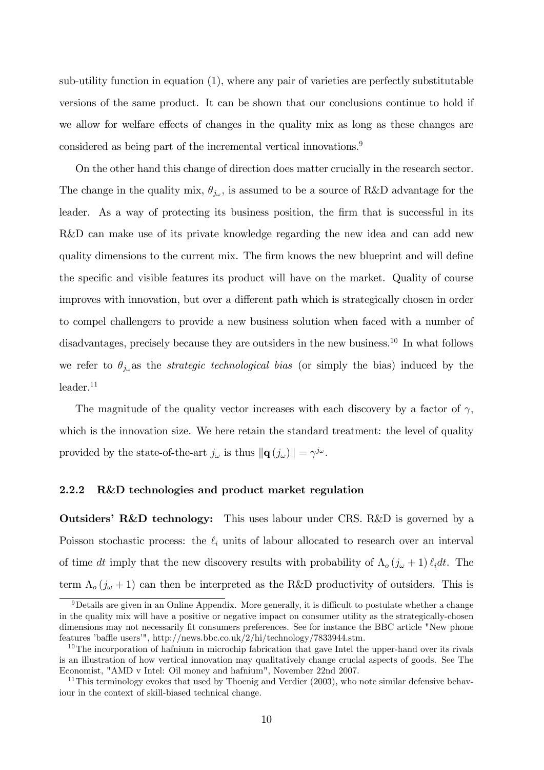sub-utility function in equation (1), where any pair of varieties are perfectly substitutable versions of the same product. It can be shown that our conclusions continue to hold if we allow for welfare effects of changes in the quality mix as long as these changes are considered as being part of the incremental vertical innovations.[9]

On the other hand this change of direction does matter crucially in the research sector. The change in the quality mix, $\theta_{j_\omega}$, is assumed to be a source of R&D advantage for the leader. As a way of protecting its business position, the firm that is successful in its R&D can make use of its private knowledge regarding the new idea and can add new quality dimensions to the current mix. The firm knows the new blueprint and will define the specific and visible features its product will have on the market. Quality of course improves with innovation, but over a different path which is strategically chosen in order to compel challengers to provide a new business solution when faced with a number of disadvantages, precisely because they are outsiders in the new business.[10] In what follows we refer to $\theta_{j_\omega}$ as the *strategic technological bias* (or simply the bias) induced by the leader.[11]

The magnitude of the quality vector increases with each discovery by a factor of $\gamma$, which is the innovation size. We here retain the standard treatment: the level of quality provided by the state-of-the-art $j_\omega$ is thus $\|\mathbf{q}(j_\omega)\| = \gamma^{j_\omega}$.

### 2.2.2 R&D technologies and product market regulation

**Outsiders' R&D technology:** This uses labour under CRS. R&D is governed by a Poisson stochastic process: the $\ell_i$ units of labour allocated to research over an interval of time $dt$ imply that the new discovery results with probability of $\Lambda_o(j_\omega + 1)\,\ell_i dt$. The term $\Lambda_o(j_\omega + 1)$ can then be interpreted as the R&D productivity of outsiders. This is

---

[9] Details are given in an Online Appendix. More generally, it is difficult to postulate whether a change in the quality mix will have a positive or negative impact on consumer utility as the strategically-chosen dimensions may not necessarily fit consumers preferences. See for instance the BBC article "New phone features 'baffle users'", http://news.bbc.co.uk/2/hi/technology/7833944.stm.

[10] The incorporation of hafnium in microchip fabrication that gave Intel the upper-hand over its rivals is an illustration of how vertical innovation may qualitatively change crucial aspects of goods. See The Economist, "AMD v Intel: Oil money and hafnium", November 22nd 2007.

[11] This terminology evokes that used by Thoenig and Verdier (2003), who note similar defensive behaviour in the context of skill-biased technical change.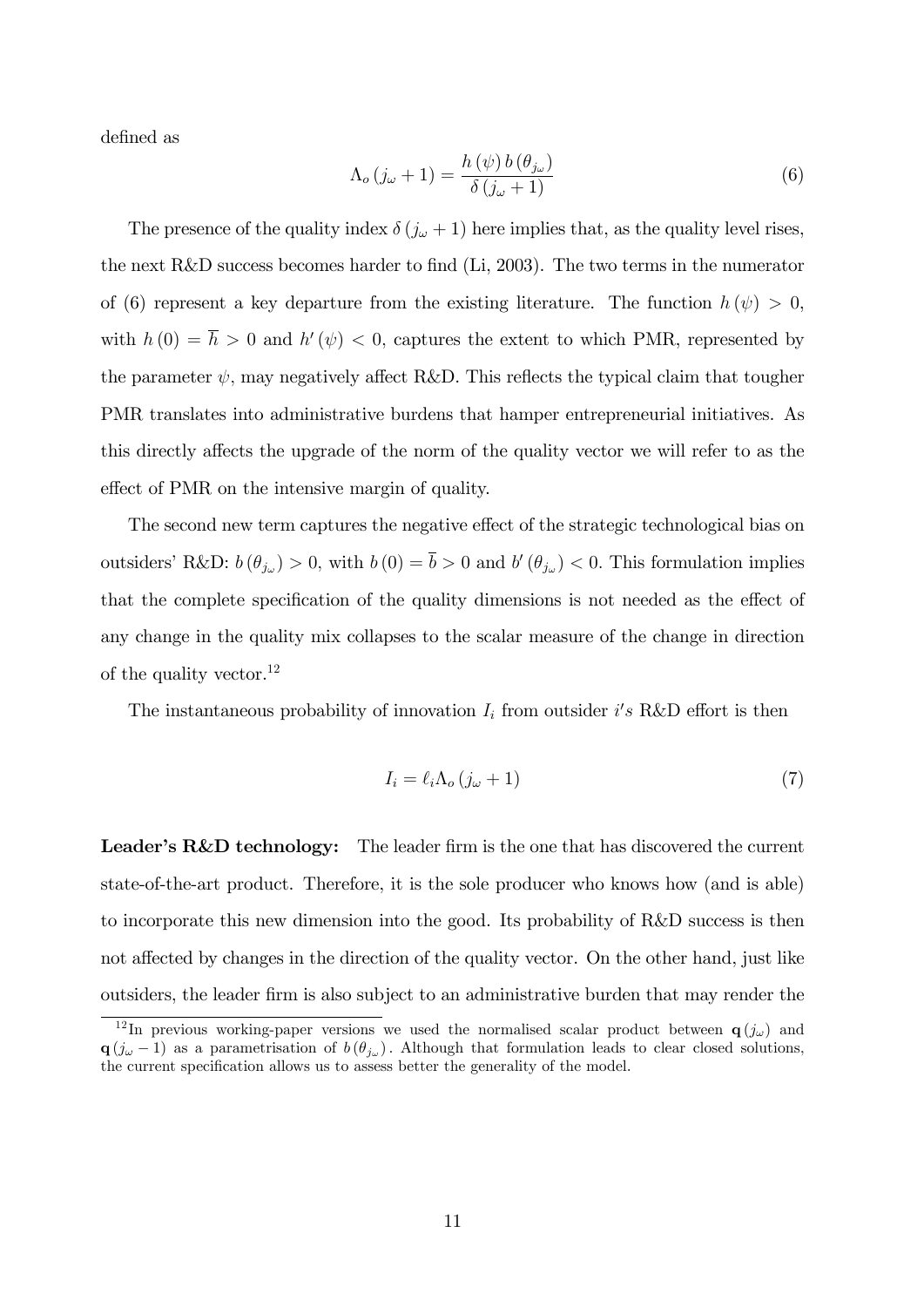defined as

$$\Lambda_o (j_\omega + 1) = \frac{h(\psi)\, b(\theta_{j_\omega})}{\delta (j_\omega + 1)} \tag{6}$$

The presence of the quality index $\delta (j_\omega + 1)$ here implies that, as the quality level rises, the next R&D success becomes harder to find (Li, 2003). The two terms in the numerator of (6) represent a key departure from the existing literature. The function $h(\psi) > 0$, with $h(0) = \overline{h} > 0$ and $h'(\psi) < 0$, captures the extent to which PMR, represented by the parameter $\psi$, may negatively affect R&D. This reflects the typical claim that tougher PMR translates into administrative burdens that hamper entrepreneurial initiatives. As this directly affects the upgrade of the norm of the quality vector we will refer to as the effect of PMR on the intensive margin of quality.

The second new term captures the negative effect of the strategic technological bias on outsiders' R&D: $b(\theta_{j_\omega}) > 0$, with $b(0) = \overline{b} > 0$ and $b'(\theta_{j_\omega}) < 0$. This formulation implies that the complete specification of the quality dimensions is not needed as the effect of any change in the quality mix collapses to the scalar measure of the change in direction of the quality vector.[12]

The instantaneous probability of innovation $I_i$ from outsider $i's$ R&D effort is then

$$I_i = \ell_i \Lambda_o (j_\omega + 1) \tag{7}$$

**Leader's R&D technology:** The leader firm is the one that has discovered the current state-of-the-art product. Therefore, it is the sole producer who knows how (and is able) to incorporate this new dimension into the good. Its probability of R&D success is then not affected by changes in the direction of the quality vector. On the other hand, just like outsiders, the leader firm is also subject to an administrative burden that may render the

[12] In previous working-paper versions we used the normalised scalar product between $\mathbf{q}(j_\omega)$ and $\mathbf{q}(j_\omega - 1)$ as a parametrisation of $b(\theta_{j_\omega})$. Although that formulation leads to clear closed solutions, the current specification allows us to assess better the generality of the model.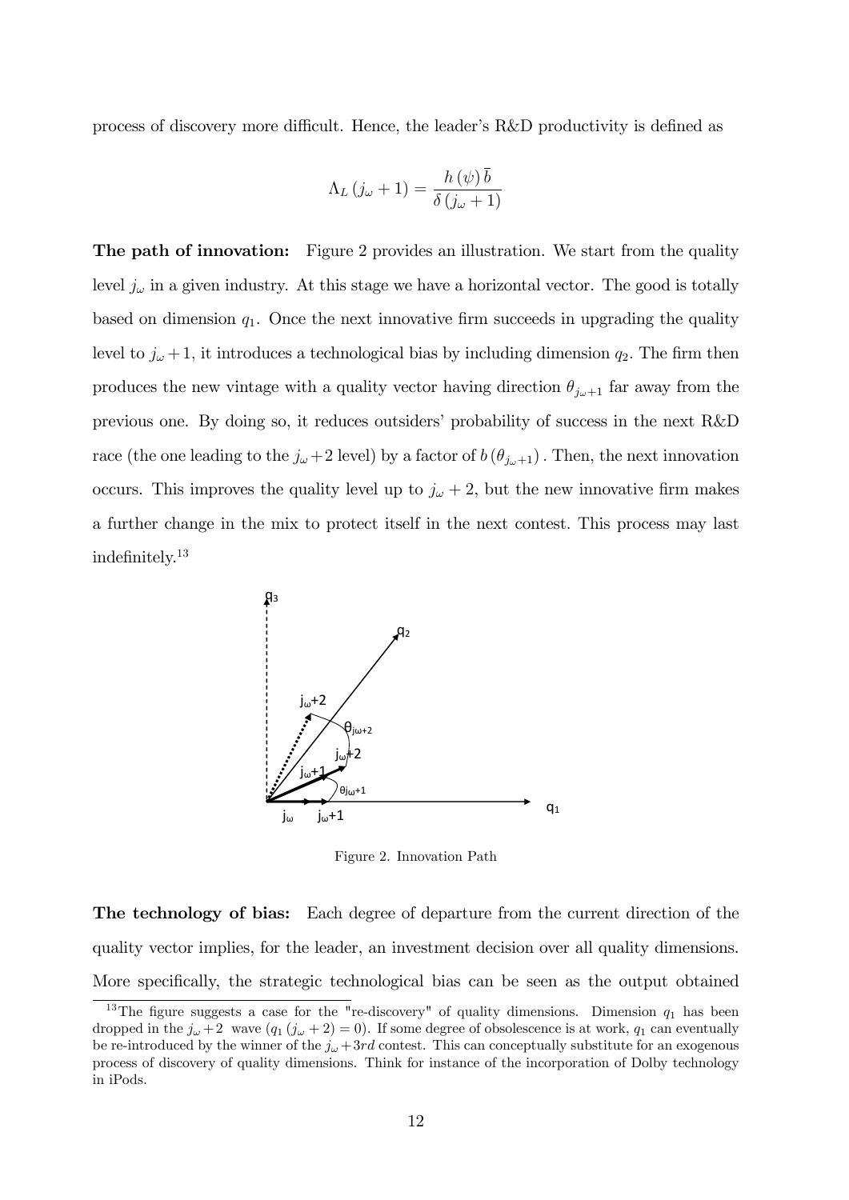process of discovery more difficult. Hence, the leader's R&D productivity is defined as

$$\Lambda_L(j_\omega + 1) = \frac{h(\psi)\,\bar{b}}{\delta(j_\omega + 1)}$$

**The path of innovation:** Figure 2 provides an illustration. We start from the quality level $j_\omega$ in a given industry. At this stage we have a horizontal vector. The good is totally based on dimension $q_1$. Once the next innovative firm succeeds in upgrading the quality level to $j_\omega + 1$, it introduces a technological bias by including dimension $q_2$. The firm then produces the new vintage with a quality vector having direction $\theta_{j_\omega+1}$ far away from the previous one. By doing so, it reduces outsiders' probability of success in the next R&D race (the one leading to the $j_\omega + 2$ level) by a factor of $b(\theta_{j_\omega+1})$. Then, the next innovation occurs. This improves the quality level up to $j_\omega + 2$, but the new innovative firm makes a further change in the mix to protect itself in the next contest. This process may last indefinitely.[13]

Figure 2. Innovation Path

**The technology of bias:** Each degree of departure from the current direction of the quality vector implies, for the leader, an investment decision over all quality dimensions. More specifically, the strategic technological bias can be seen as the output obtained

[13] The figure suggests a case for the "re-discovery" of quality dimensions. Dimension $q_1$ has been dropped in the $j_\omega + 2$ wave ($q_1(j_\omega + 2) = 0$). If some degree of obsolescence is at work, $q_1$ can eventually be re-introduced by the winner of the $j_\omega + 3rd$ contest. This can conceptually substitute for an exogenous process of discovery of quality dimensions. Think for instance of the incorporation of Dolby technology in iPods.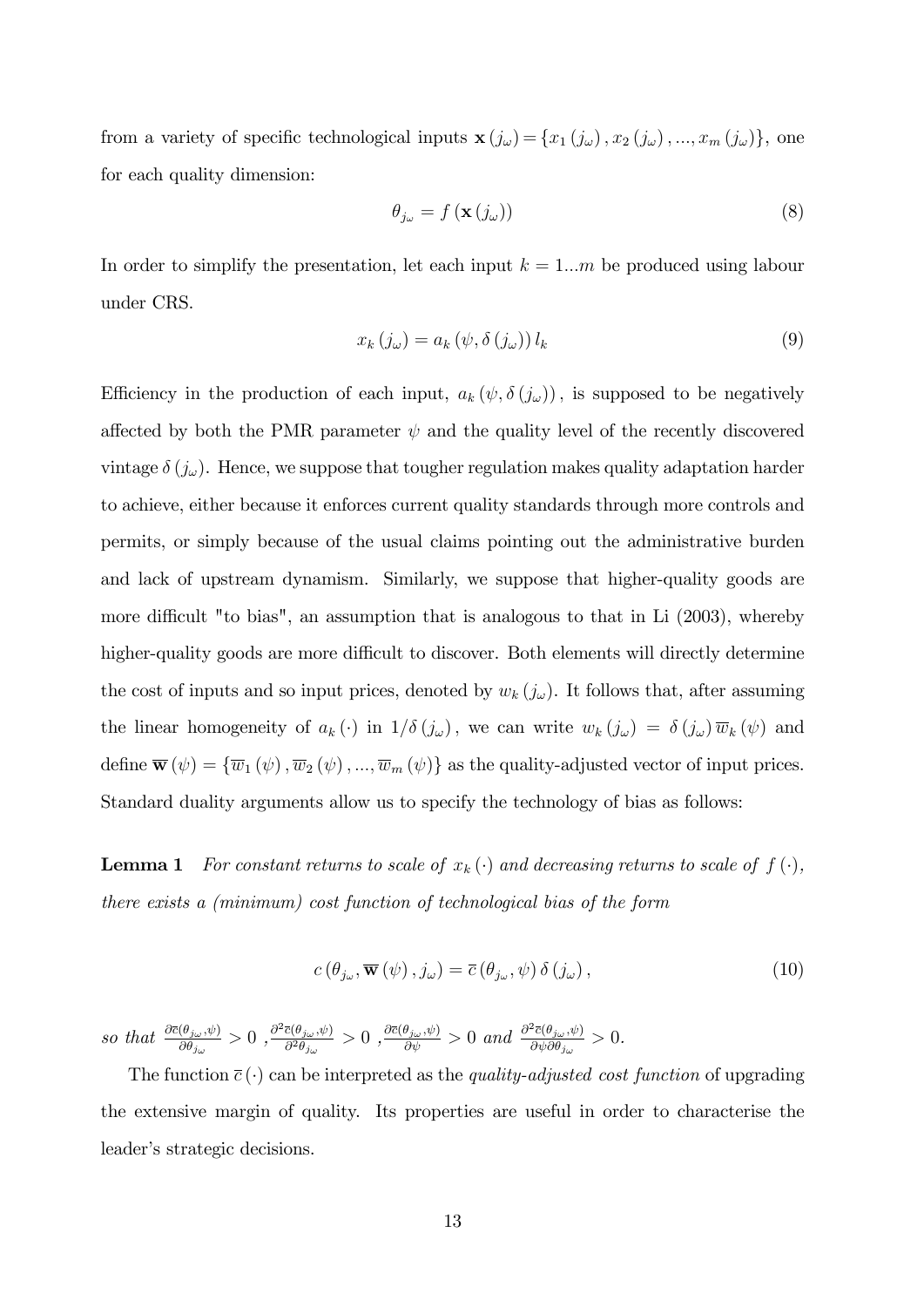from a variety of specific technological inputs $\mathbf{x}(j_\omega) = \{x_1(j_\omega), x_2(j_\omega), ..., x_m(j_\omega)\}$, one for each quality dimension:

$$\theta_{j_\omega} = f(\mathbf{x}(j_\omega)) \tag{8}$$

In order to simplify the presentation, let each input $k = 1...m$ be produced using labour under CRS.

$$x_k(j_\omega) = a_k(\psi, \delta(j_\omega)) l_k \tag{9}$$

Efficiency in the production of each input, $a_k(\psi, \delta(j_\omega))$, is supposed to be negatively affected by both the PMR parameter $\psi$ and the quality level of the recently discovered vintage $\delta(j_\omega)$. Hence, we suppose that tougher regulation makes quality adaptation harder to achieve, either because it enforces current quality standards through more controls and permits, or simply because of the usual claims pointing out the administrative burden and lack of upstream dynamism. Similarly, we suppose that higher-quality goods are more difficult "to bias", an assumption that is analogous to that in Li (2003), whereby higher-quality goods are more difficult to discover. Both elements will directly determine the cost of inputs and so input prices, denoted by $w_k(j_\omega)$. It follows that, after assuming the linear homogeneity of $a_k(\cdot)$ in $1/\delta(j_\omega)$, we can write $w_k(j_\omega) = \delta(j_\omega)\overline{w}_k(\psi)$ and define $\overline{\mathbf{w}}(\psi) = \{\overline{w}_1(\psi), \overline{w}_2(\psi), ..., \overline{w}_m(\psi)\}$ as the quality-adjusted vector of input prices. Standard duality arguments allow us to specify the technology of bias as follows:

**Lemma 1** *For constant returns to scale of $x_k(\cdot)$ and decreasing returns to scale of $f(\cdot)$, there exists a (minimum) cost function of technological bias of the form*

$$c(\theta_{j_\omega}, \overline{\mathbf{w}}(\psi), j_\omega) = \overline{c}(\theta_{j_\omega}, \psi)\delta(j_\omega), \tag{10}$$

*so that* $\frac{\partial \overline{c}(\theta_{j_\omega}, \psi)}{\partial \theta_{j_\omega}} > 0$ , $\frac{\partial^2 \overline{c}(\theta_{j_\omega}, \psi)}{\partial^2 \theta_{j_\omega}} > 0$ , $\frac{\partial \overline{c}(\theta_{j_\omega}, \psi)}{\partial \psi} > 0$ *and* $\frac{\partial^2 \overline{c}(\theta_{j_\omega}, \psi)}{\partial \psi \partial \theta_{j_\omega}} > 0$.

The function $\overline{c}(\cdot)$ can be interpreted as the *quality-adjusted cost function* of upgrading the extensive margin of quality. Its properties are useful in order to characterise the leader's strategic decisions.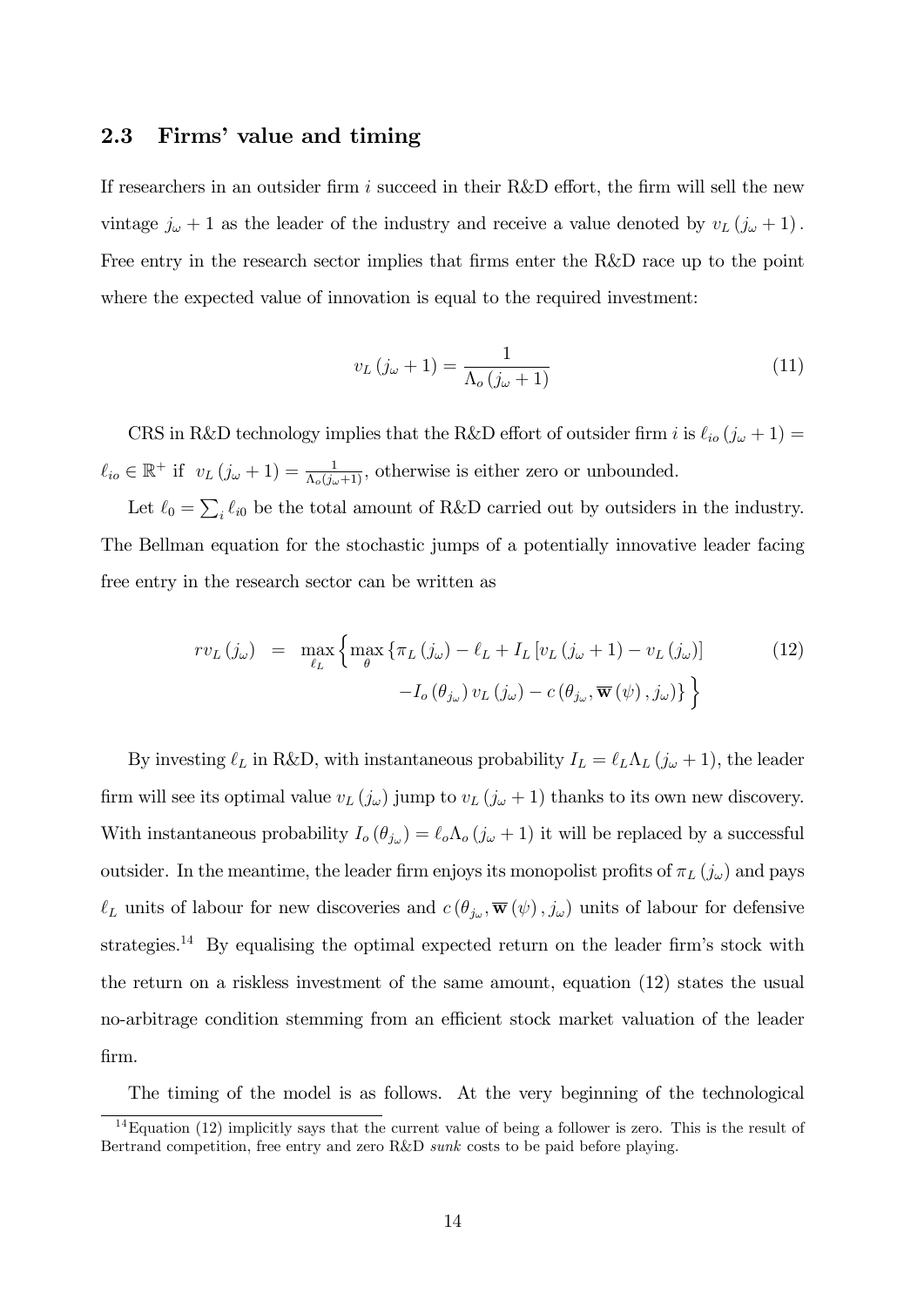### 2.3 Firms' value and timing

If researchers in an outsider firm $i$ succeed in their R&D effort, the firm will sell the new vintage $j_\omega + 1$ as the leader of the industry and receive a value denoted by $v_L(j_\omega + 1)$. Free entry in the research sector implies that firms enter the R&D race up to the point where the expected value of innovation is equal to the required investment:

$$v_L(j_\omega + 1) = \frac{1}{\Lambda_o(j_\omega + 1)} \tag{11}$$

CRS in R&D technology implies that the R&D effort of outsider firm $i$ is $\ell_{io}(j_\omega + 1) = \ell_{io} \in \mathbb{R}^+$ if $v_L(j_\omega + 1) = \frac{1}{\Lambda_o(j_\omega+1)}$, otherwise is either zero or unbounded.

Let $\ell_0 = \sum_i \ell_{i0}$ be the total amount of R&D carried out by outsiders in the industry. The Bellman equation for the stochastic jumps of a potentially innovative leader facing free entry in the research sector can be written as

$$\begin{aligned} rv_L(j_\omega) &= \max_{\ell_L} \Big\{ \max_{\theta} \{ \pi_L(j_\omega) - \ell_L + I_L [v_L(j_\omega + 1) - v_L(j_\omega)] \\ &\qquad - I_o(\theta_{j_\omega}) v_L(j_\omega) - c(\theta_{j_\omega}, \overline{\mathbf{w}}(\psi), j_\omega) \} \Big\} \end{aligned} \tag{12}$$

By investing $\ell_L$ in R&D, with instantaneous probability $I_L = \ell_L \Lambda_L(j_\omega + 1)$, the leader firm will see its optimal value $v_L(j_\omega)$ jump to $v_L(j_\omega + 1)$ thanks to its own new discovery. With instantaneous probability $I_o(\theta_{j_\omega}) = \ell_o \Lambda_o(j_\omega + 1)$ it will be replaced by a successful outsider. In the meantime, the leader firm enjoys its monopolist profits of $\pi_L(j_\omega)$ and pays $\ell_L$ units of labour for new discoveries and $c(\theta_{j_\omega}, \overline{\mathbf{w}}(\psi), j_\omega)$ units of labour for defensive strategies.[14] By equalising the optimal expected return on the leader firm's stock with the return on a riskless investment of the same amount, equation (12) states the usual no-arbitrage condition stemming from an efficient stock market valuation of the leader firm.

The timing of the model is as follows. At the very beginning of the technological

[14] Equation (12) implicitly says that the current value of being a follower is zero. This is the result of Bertrand competition, free entry and zero R&D *sunk* costs to be paid before playing.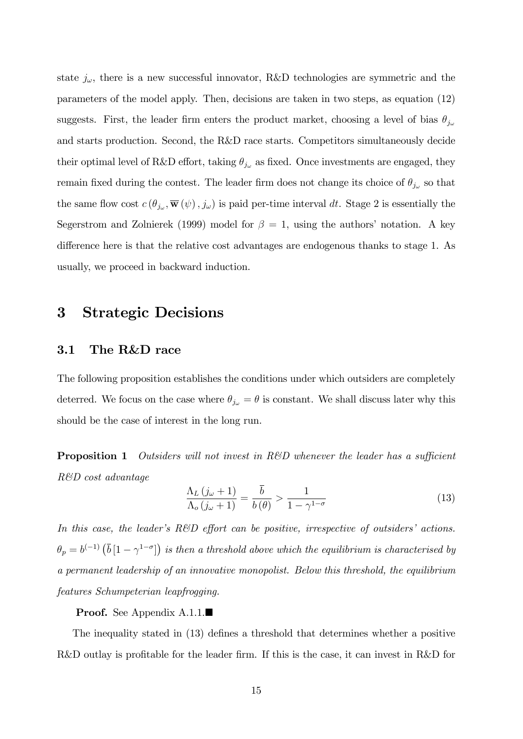state $j_\omega$, there is a new successful innovator, R&D technologies are symmetric and the parameters of the model apply. Then, decisions are taken in two steps, as equation (12) suggests. First, the leader firm enters the product market, choosing a level of bias $\theta_{j_\omega}$ and starts production. Second, the R&D race starts. Competitors simultaneously decide their optimal level of R&D effort, taking $\theta_{j_\omega}$ as fixed. Once investments are engaged, they remain fixed during the contest. The leader firm does not change its choice of $\theta_{j_\omega}$ so that the same flow cost $c\left(\theta_{j_\omega}, \overline{\mathbf{w}}(\psi), j_\omega\right)$ is paid per-time interval $dt$. Stage 2 is essentially the Segerstrom and Zolnierek (1999) model for $\beta = 1$, using the authors' notation. A key difference here is that the relative cost advantages are endogenous thanks to stage 1. As usually, we proceed in backward induction.

# 3 Strategic Decisions

## 3.1 The R&D race

The following proposition establishes the conditions under which outsiders are completely deterred. We focus on the case where $\theta_{j_\omega} = \theta$ is constant. We shall discuss later why this should be the case of interest in the long run.

**Proposition 1** *Outsiders will not invest in R&D whenever the leader has a sufficient R&D cost advantage*

$$\frac{\Lambda_L(j_\omega + 1)}{\Lambda_o(j_\omega + 1)} = \frac{\overline{b}}{b(\theta)} > \frac{1}{1 - \gamma^{1-\sigma}} \tag{13}$$

*In this case, the leader's R&D effort can be positive, irrespective of outsiders' actions.* $\theta_p = b^{(-1)}\left(\overline{b}\left[1 - \gamma^{1-\sigma}\right]\right)$ *is then a threshold above which the equilibrium is characterised by a permanent leadership of an innovative monopolist. Below this threshold, the equilibrium features Schumpeterian leapfrogging.*

**Proof.** See Appendix A.1.1.■

The inequality stated in (13) defines a threshold that determines whether a positive R&D outlay is profitable for the leader firm. If this is the case, it can invest in R&D for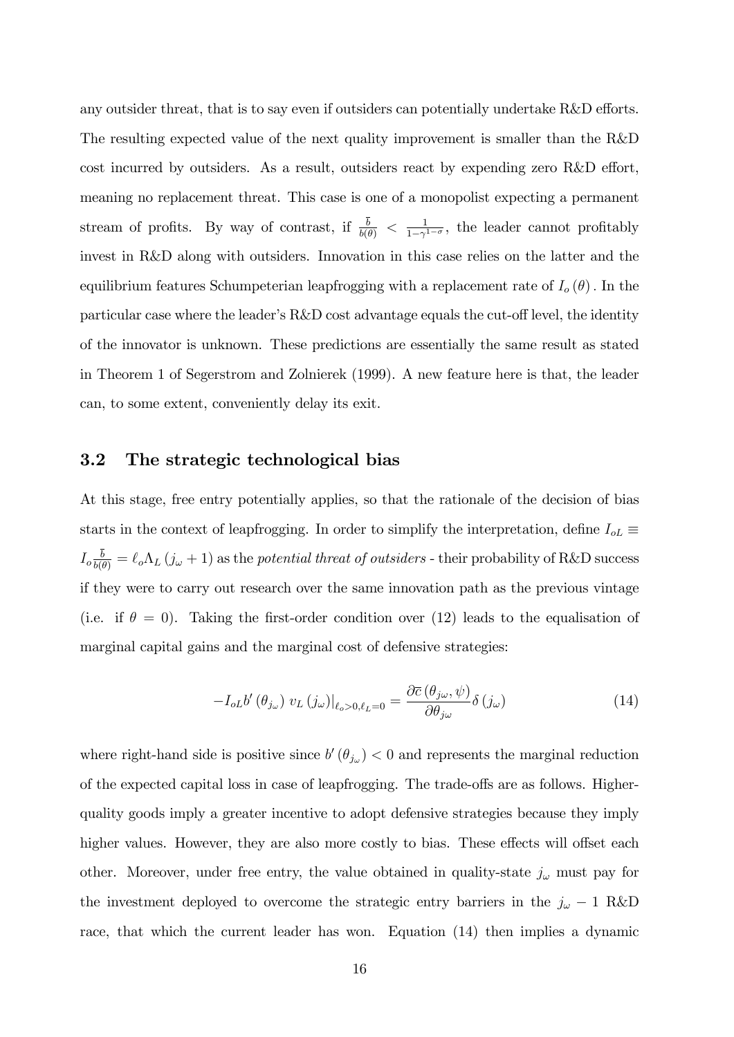any outsider threat, that is to say even if outsiders can potentially undertake R&D efforts. The resulting expected value of the next quality improvement is smaller than the R&D cost incurred by outsiders. As a result, outsiders react by expending zero R&D effort, meaning no replacement threat. This case is one of a monopolist expecting a permanent stream of profits. By way of contrast, if $\frac{\bar{b}}{b(\theta)} < \frac{1}{1-\gamma^{1-\sigma}}$, the leader cannot profitably invest in R&D along with outsiders. Innovation in this case relies on the latter and the equilibrium features Schumpeterian leapfrogging with a replacement rate of $I_o(\theta)$. In the particular case where the leader's R&D cost advantage equals the cut-off level, the identity of the innovator is unknown. These predictions are essentially the same result as stated in Theorem 1 of Segerstrom and Zolnierek (1999). A new feature here is that, the leader can, to some extent, conveniently delay its exit.

## 3.2 The strategic technological bias

At this stage, free entry potentially applies, so that the rationale of the decision of bias starts in the context of leapfrogging. In order to simplify the interpretation, define $I_{oL} \equiv I_o \frac{\bar{b}}{b(\theta)} = \ell_o \Lambda_L (j_\omega + 1)$ as the *potential threat of outsiders* - their probability of R&D success if they were to carry out research over the same innovation path as the previous vintage (i.e. if $\theta = 0$). Taking the first-order condition over (12) leads to the equalisation of marginal capital gains and the marginal cost of defensive strategies:

$$-I_{oL} b'(\theta_{j_\omega}) \, v_L(j_\omega)|_{\ell_o > 0, \ell_L = 0} = \frac{\partial \bar{c}(\theta_{j\omega}, \psi)}{\partial \theta_{j\omega}} \delta(j_\omega) \tag{14}$$

where right-hand side is positive since $b'(\theta_{j_\omega}) < 0$ and represents the marginal reduction of the expected capital loss in case of leapfrogging. The trade-offs are as follows. Higher-quality goods imply a greater incentive to adopt defensive strategies because they imply higher values. However, they are also more costly to bias. These effects will offset each other. Moreover, under free entry, the value obtained in quality-state $j_\omega$ must pay for the investment deployed to overcome the strategic entry barriers in the $j_\omega - 1$ R&D race, that which the current leader has won. Equation (14) then implies a dynamic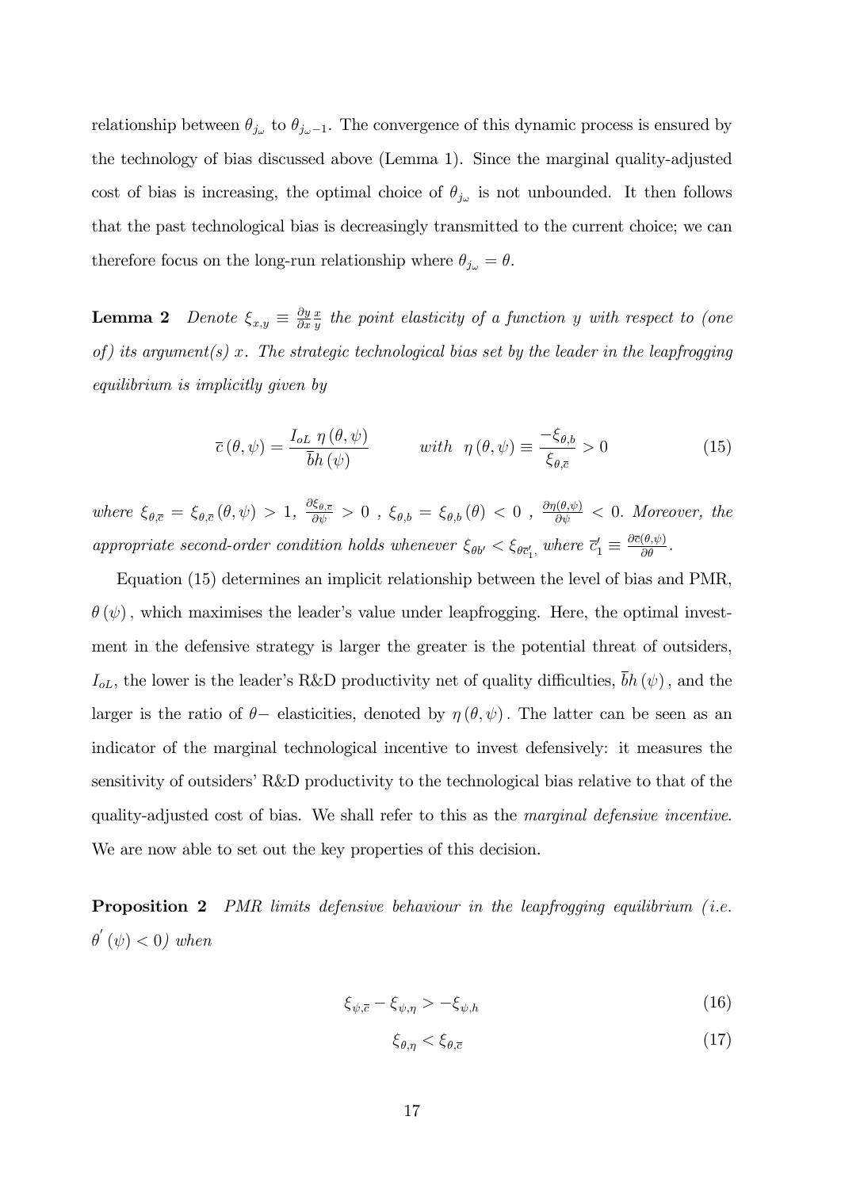relationship between $\theta_{j_\omega}$ to $\theta_{j_\omega - 1}$. The convergence of this dynamic process is ensured by the technology of bias discussed above (Lemma 1). Since the marginal quality-adjusted cost of bias is increasing, the optimal choice of $\theta_{j_\omega}$ is not unbounded. It then follows that the past technological bias is decreasingly transmitted to the current choice; we can therefore focus on the long-run relationship where $\theta_{j_\omega} = \theta$.

**Lemma 2** *Denote $\xi_{x,y} \equiv \frac{\partial y}{\partial x}\frac{x}{y}$ the point elasticity of a function $y$ with respect to (one of) its argument(s) $x$. The strategic technological bias set by the leader in the leapfrogging equilibrium is implicitly given by*

$$\overline{c}(\theta, \psi) = \frac{I_{oL}\ \eta(\theta, \psi)}{\overline{b}h(\psi)} \qquad with \ \ \eta(\theta, \psi) \equiv \frac{-\xi_{\theta,b}}{\xi_{\theta,\overline{c}}} > 0 \tag{15}$$

*where $\xi_{\theta,\overline{c}} = \xi_{\theta,\overline{c}}(\theta, \psi) > 1$, $\frac{\partial \xi_{\theta,\overline{c}}}{\partial \psi} > 0$ , $\xi_{\theta,b} = \xi_{\theta,b}(\theta) < 0$ , $\frac{\partial \eta(\theta,\psi)}{\partial \psi} < 0$. Moreover, the appropriate second-order condition holds whenever $\xi_{\theta b'} < \xi_{\theta \overline{c}_1'}$, where $\overline{c}_1' \equiv \frac{\partial \overline{c}(\theta,\psi)}{\partial \theta}$.*

Equation (15) determines an implicit relationship between the level of bias and PMR, $\theta(\psi)$, which maximises the leader's value under leapfrogging. Here, the optimal investment in the defensive strategy is larger the greater is the potential threat of outsiders, $I_{oL}$, the lower is the leader's R&D productivity net of quality difficulties, $\overline{b}h(\psi)$, and the larger is the ratio of $\theta-$ elasticities, denoted by $\eta(\theta, \psi)$. The latter can be seen as an indicator of the marginal technological incentive to invest defensively: it measures the sensitivity of outsiders' R&D productivity to the technological bias relative to that of the quality-adjusted cost of bias. We shall refer to this as the *marginal defensive incentive*. We are now able to set out the key properties of this decision.

**Proposition 2** *PMR limits defensive behaviour in the leapfrogging equilibrium (i.e. $\theta'(\psi) < 0$) when*

$$\xi_{\psi,\overline{c}} - \xi_{\psi,\eta} > -\xi_{\psi,h} \tag{16}$$

$$\xi_{\theta,\eta} < \xi_{\theta,\overline{c}} \tag{17}$$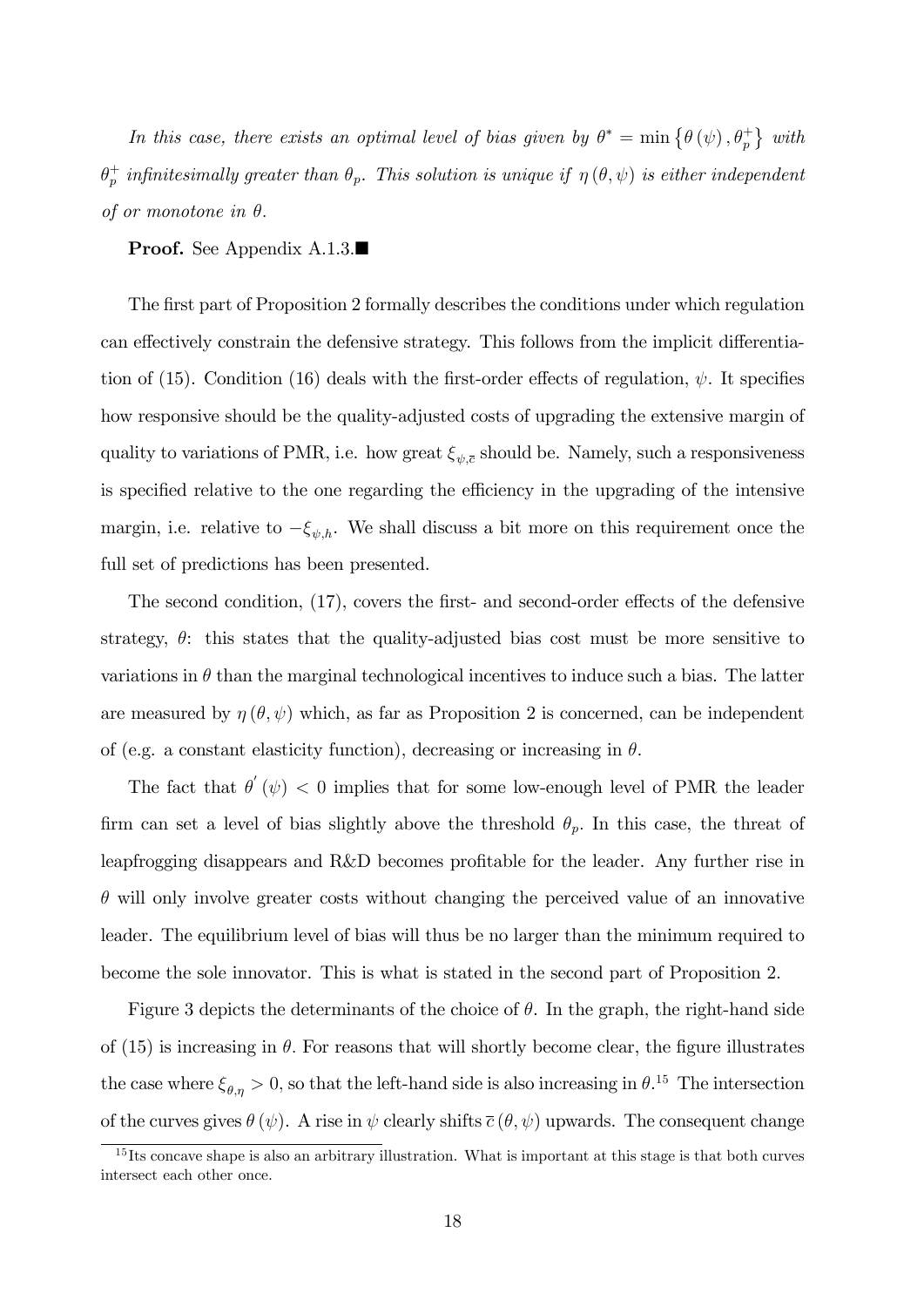*In this case, there exists an optimal level of bias given by $\theta^* = \min\left\{\theta(\psi), \theta_p^+\right\}$ with $\theta_p^+$ infinitesimally greater than $\theta_p$. This solution is unique if $\eta(\theta, \psi)$ is either independent of or monotone in $\theta$.*

**Proof.** See Appendix A.1.3.■

The first part of Proposition 2 formally describes the conditions under which regulation can effectively constrain the defensive strategy. This follows from the implicit differentiation of (15). Condition (16) deals with the first-order effects of regulation, $\psi$. It specifies how responsive should be the quality-adjusted costs of upgrading the extensive margin of quality to variations of PMR, i.e. how great $\xi_{\psi,\overline{c}}$ should be. Namely, such a responsiveness is specified relative to the one regarding the efficiency in the upgrading of the intensive margin, i.e. relative to $-\xi_{\psi,h}$. We shall discuss a bit more on this requirement once the full set of predictions has been presented.

The second condition, (17), covers the first- and second-order effects of the defensive strategy, $\theta$: this states that the quality-adjusted bias cost must be more sensitive to variations in $\theta$ than the marginal technological incentives to induce such a bias. The latter are measured by $\eta(\theta, \psi)$ which, as far as Proposition 2 is concerned, can be independent of (e.g. a constant elasticity function), decreasing or increasing in $\theta$.

The fact that $\theta'(\psi) < 0$ implies that for some low-enough level of PMR the leader firm can set a level of bias slightly above the threshold $\theta_p$. In this case, the threat of leapfrogging disappears and R&D becomes profitable for the leader. Any further rise in $\theta$ will only involve greater costs without changing the perceived value of an innovative leader. The equilibrium level of bias will thus be no larger than the minimum required to become the sole innovator. This is what is stated in the second part of Proposition 2.

Figure 3 depicts the determinants of the choice of $\theta$. In the graph, the right-hand side of (15) is increasing in $\theta$. For reasons that will shortly become clear, the figure illustrates the case where $\xi_{\theta,\eta} > 0$, so that the left-hand side is also increasing in $\theta$.[15] The intersection of the curves gives $\theta(\psi)$. A rise in $\psi$ clearly shifts $\overline{c}(\theta, \psi)$ upwards. The consequent change

[15] Its concave shape is also an arbitrary illustration. What is important at this stage is that both curves intersect each other once.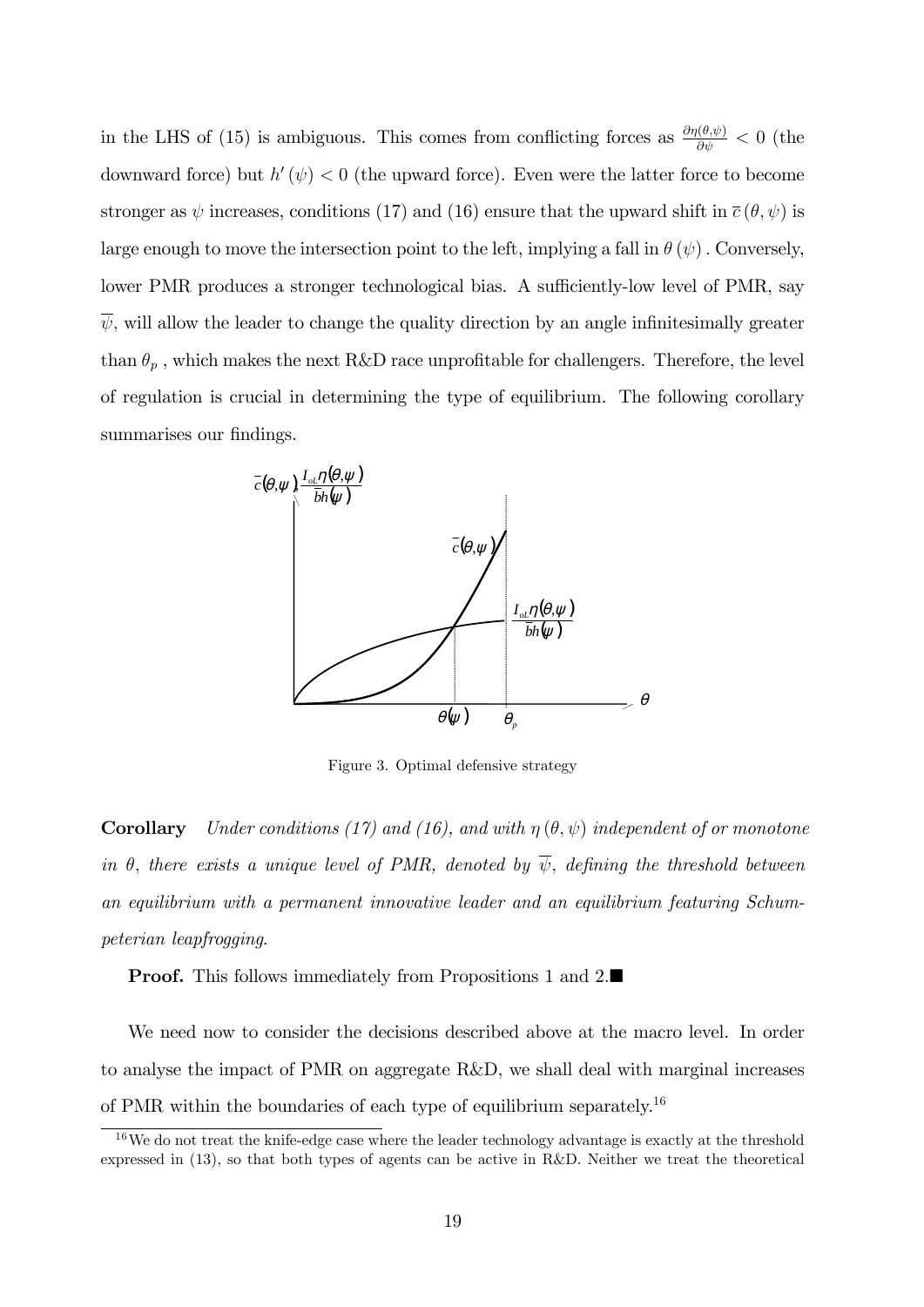in the LHS of (15) is ambiguous. This comes from conflicting forces as $\frac{\partial \eta(\theta,\psi)}{\partial \psi} < 0$ (the downward force) but $h'(\psi) < 0$ (the upward force). Even were the latter force to become stronger as $\psi$ increases, conditions (17) and (16) ensure that the upward shift in $\overline{c}(\theta, \psi)$ is large enough to move the intersection point to the left, implying a fall in $\theta(\psi)$. Conversely, lower PMR produces a stronger technological bias. A sufficiently-low level of PMR, say $\overline{\psi}$, will allow the leader to change the quality direction by an angle infinitesimally greater than $\theta_p$, which makes the next R&D race unprofitable for challengers. Therefore, the level of regulation is crucial in determining the type of equilibrium. The following corollary summarises our findings.

Figure 3. Optimal defensive strategy

**Corollary** *Under conditions (17) and (16), and with $\eta(\theta, \psi)$ independent of or monotone in $\theta$, there exists a unique level of PMR, denoted by $\overline{\psi}$, defining the threshold between an equilibrium with a permanent innovative leader and an equilibrium featuring Schumpeterian leapfrogging.*

**Proof.** This follows immediately from Propositions 1 and 2.■

We need now to consider the decisions described above at the macro level. In order to analyse the impact of PMR on aggregate R&D, we shall deal with marginal increases of PMR within the boundaries of each type of equilibrium separately.[16]

[16] We do not treat the knife-edge case where the leader technology advantage is exactly at the threshold expressed in (13), so that both types of agents can be active in R&D. Neither we treat the theoretical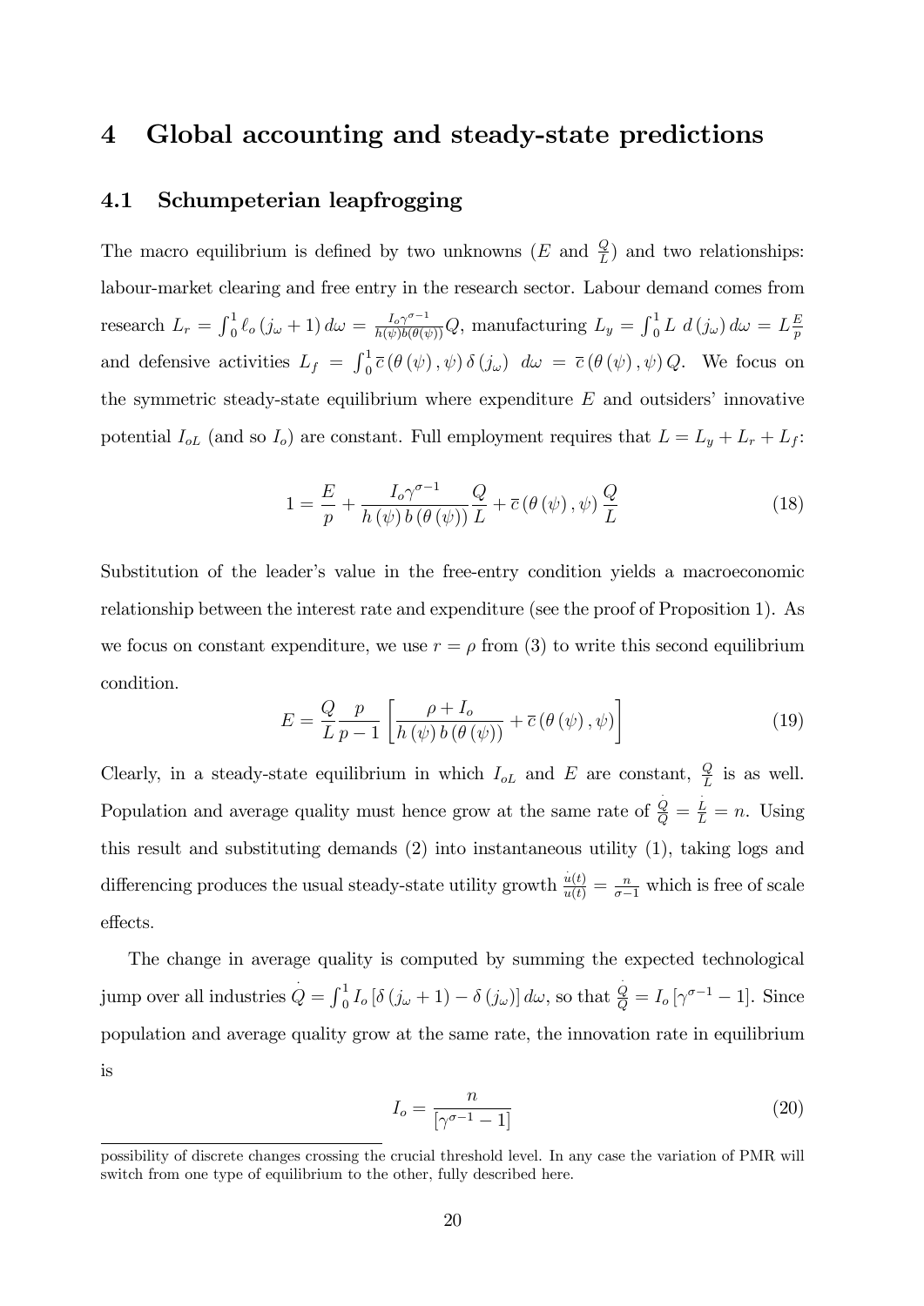## 4 Global accounting and steady-state predictions

### 4.1 Schumpeterian leapfrogging

The macro equilibrium is defined by two unknowns ($E$ and $\frac{Q}{L}$) and two relationships: labour-market clearing and free entry in the research sector. Labour demand comes from research $L_r = \int_0^1 \ell_o(j_\omega + 1)\, d\omega = \frac{I_o \gamma^{\sigma-1}}{h(\psi) b(\theta(\psi))} Q$, manufacturing $L_y = \int_0^1 L\ d(j_\omega)\, d\omega = L\frac{E}{p}$ and defensive activities $L_f = \int_0^1 \overline{c}(\theta(\psi), \psi)\, \delta(j_\omega)\ \ d\omega = \overline{c}(\theta(\psi), \psi)\, Q$. We focus on the symmetric steady-state equilibrium where expenditure $E$ and outsiders' innovative potential $I_{oL}$ (and so $I_o$) are constant. Full employment requires that $L = L_y + L_r + L_f$:

$$1 = \frac{E}{p} + \frac{I_o \gamma^{\sigma-1}}{h(\psi)\, b(\theta(\psi))} \frac{Q}{L} + \overline{c}(\theta(\psi), \psi) \frac{Q}{L} \tag{18}$$

Substitution of the leader's value in the free-entry condition yields a macroeconomic relationship between the interest rate and expenditure (see the proof of Proposition 1). As we focus on constant expenditure, we use $r = \rho$ from (3) to write this second equilibrium condition.

$$E = \frac{Q}{L} \frac{p}{p-1} \left[ \frac{\rho + I_o}{h(\psi)\, b(\theta(\psi))} + \overline{c}(\theta(\psi), \psi) \right] \tag{19}$$

Clearly, in a steady-state equilibrium in which $I_{oL}$ and $E$ are constant, $\frac{Q}{L}$ is as well. Population and average quality must hence grow at the same rate of $\frac{\dot{Q}}{Q} = \frac{\dot{L}}{L} = n$. Using this result and substituting demands (2) into instantaneous utility (1), taking logs and differencing produces the usual steady-state utility growth $\frac{\dot{u}(t)}{u(t)} = \frac{n}{\sigma - 1}$ which is free of scale effects.

The change in average quality is computed by summing the expected technological jump over all industries $\dot{Q} = \int_0^1 I_o [\delta(j_\omega + 1) - \delta(j_\omega)]\, d\omega$, so that $\frac{\dot{Q}}{Q} = I_o [\gamma^{\sigma-1} - 1]$. Since population and average quality grow at the same rate, the innovation rate in equilibrium is

$$I_o = \frac{n}{[\gamma^{\sigma-1} - 1]} \tag{20}$$

possibility of discrete changes crossing the crucial threshold level. In any case the variation of PMR will switch from one type of equilibrium to the other, fully described here.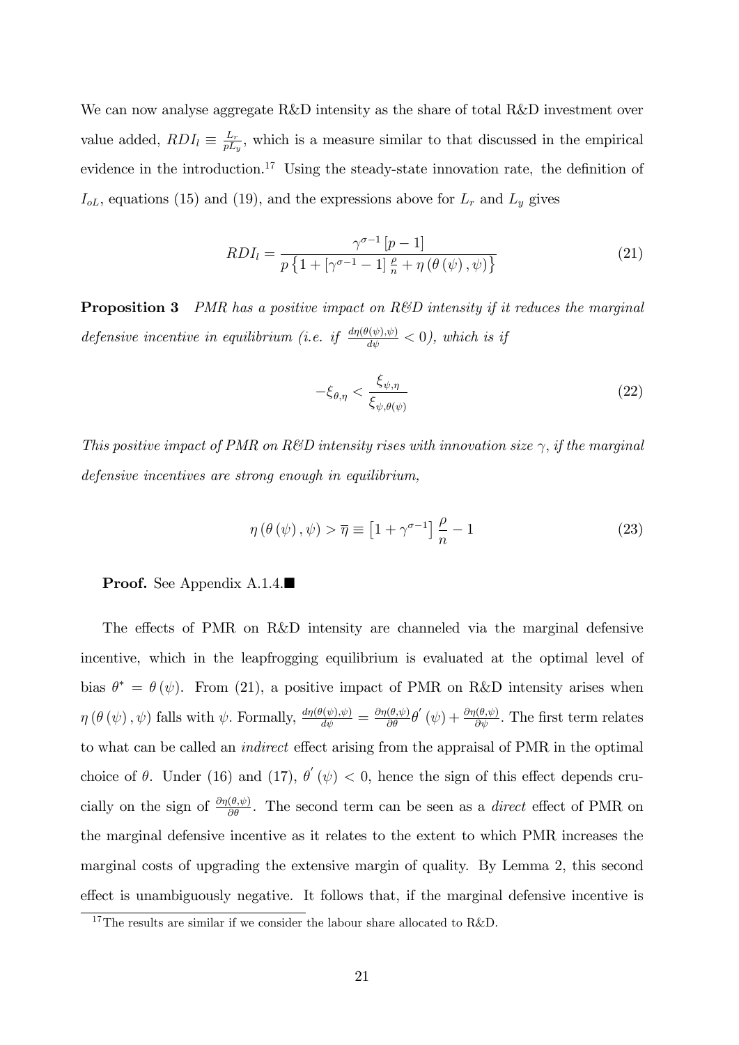We can now analyse aggregate R&D intensity as the share of total R&D investment over value added, $RDI_l \equiv \frac{L_r}{pL_y}$, which is a measure similar to that discussed in the empirical evidence in the introduction.[17] Using the steady-state innovation rate, the definition of $I_{oL}$, equations (15) and (19), and the expressions above for $L_r$ and $L_y$ gives

$$RDI_l = \frac{\gamma^{\sigma-1}[p-1]}{p\left\{1 + [\gamma^{\sigma-1} - 1]\frac{\rho}{n} + \eta(\theta(\psi), \psi)\right\}} \tag{21}$$

**Proposition 3** *PMR has a positive impact on R&D intensity if it reduces the marginal defensive incentive in equilibrium (i.e. if $\frac{d\eta(\theta(\psi),\psi)}{d\psi} < 0$), which is if*

$$-\xi_{\theta,\eta} < \frac{\xi_{\psi,\eta}}{\xi_{\psi,\theta(\psi)}} \tag{22}$$

*This positive impact of PMR on R&D intensity rises with innovation size $\gamma$, if the marginal defensive incentives are strong enough in equilibrium,*

$$\eta(\theta(\psi), \psi) > \overline{\eta} \equiv \left[1 + \gamma^{\sigma-1}\right]\frac{\rho}{n} - 1 \tag{23}$$

**Proof.** See Appendix A.1.4.■

The effects of PMR on R&D intensity are channeled via the marginal defensive incentive, which in the leapfrogging equilibrium is evaluated at the optimal level of bias $\theta^* = \theta(\psi)$. From (21), a positive impact of PMR on R&D intensity arises when $\eta(\theta(\psi), \psi)$ falls with $\psi$. Formally, $\frac{d\eta(\theta(\psi),\psi)}{d\psi} = \frac{\partial\eta(\theta,\psi)}{\partial\theta}\theta'(\psi) + \frac{\partial\eta(\theta,\psi)}{\partial\psi}$. The first term relates to what can be called an *indirect* effect arising from the appraisal of PMR in the optimal choice of $\theta$. Under (16) and (17), $\theta'(\psi) < 0$, hence the sign of this effect depends crucially on the sign of $\frac{\partial\eta(\theta,\psi)}{\partial\theta}$. The second term can be seen as a *direct* effect of PMR on the marginal defensive incentive as it relates to the extent to which PMR increases the marginal costs of upgrading the extensive margin of quality. By Lemma 2, this second effect is unambiguously negative. It follows that, if the marginal defensive incentive is

[17] The results are similar if we consider the labour share allocated to R&D.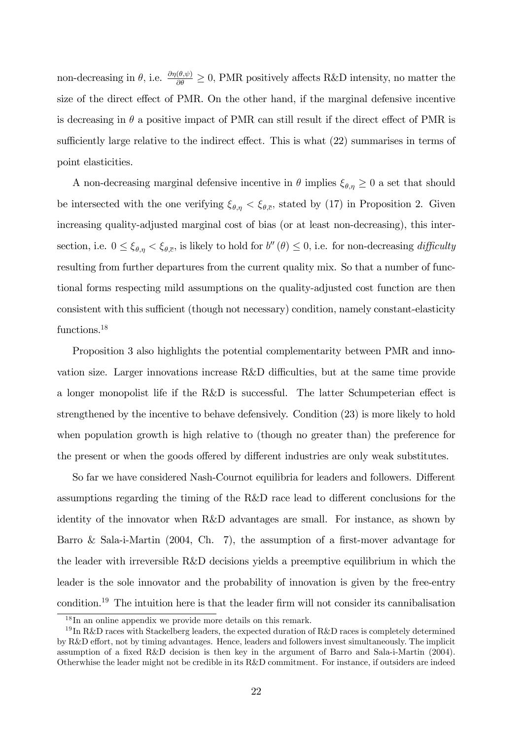non-decreasing in $\theta$, i.e. $\frac{\partial \eta(\theta,\psi)}{\partial \theta} \geq 0$, PMR positively affects R&D intensity, no matter the size of the direct effect of PMR. On the other hand, if the marginal defensive incentive is decreasing in $\theta$ a positive impact of PMR can still result if the direct effect of PMR is sufficiently large relative to the indirect effect. This is what (22) summarises in terms of point elasticities.

A non-decreasing marginal defensive incentive in $\theta$ implies $\xi_{\theta,\eta} \geq 0$ a set that should be intersected with the one verifying $\xi_{\theta,\eta} < \xi_{\theta,\overline{c}}$, stated by (17) in Proposition 2. Given increasing quality-adjusted marginal cost of bias (or at least non-decreasing), this intersection, i.e. $0 \leq \xi_{\theta,\eta} < \xi_{\theta,\overline{c}}$, is likely to hold for $b''(\theta) \leq 0$, i.e. for non-decreasing *difficulty* resulting from further departures from the current quality mix. So that a number of functional forms respecting mild assumptions on the quality-adjusted cost function are then consistent with this sufficient (though not necessary) condition, namely constant-elasticity functions.[18]

Proposition 3 also highlights the potential complementarity between PMR and innovation size. Larger innovations increase R&D difficulties, but at the same time provide a longer monopolist life if the R&D is successful. The latter Schumpeterian effect is strengthened by the incentive to behave defensively. Condition (23) is more likely to hold when population growth is high relative to (though no greater than) the preference for the present or when the goods offered by different industries are only weak substitutes.

So far we have considered Nash-Cournot equilibria for leaders and followers. Different assumptions regarding the timing of the R&D race lead to different conclusions for the identity of the innovator when R&D advantages are small. For instance, as shown by Barro & Sala-i-Martin (2004, Ch. 7), the assumption of a first-mover advantage for the leader with irreversible R&D decisions yields a preemptive equilibrium in which the leader is the sole innovator and the probability of innovation is given by the free-entry condition.[19] The intuition here is that the leader firm will not consider its cannibalisation

[18] In an online appendix we provide more details on this remark.

[19] In R&D races with Stackelberg leaders, the expected duration of R&D races is completely determined by R&D effort, not by timing advantages. Hence, leaders and followers invest simultaneously. The implicit assumption of a fixed R&D decision is then key in the argument of Barro and Sala-i-Martin (2004). Otherwhise the leader might not be credible in its R&D commitment. For instance, if outsiders are indeed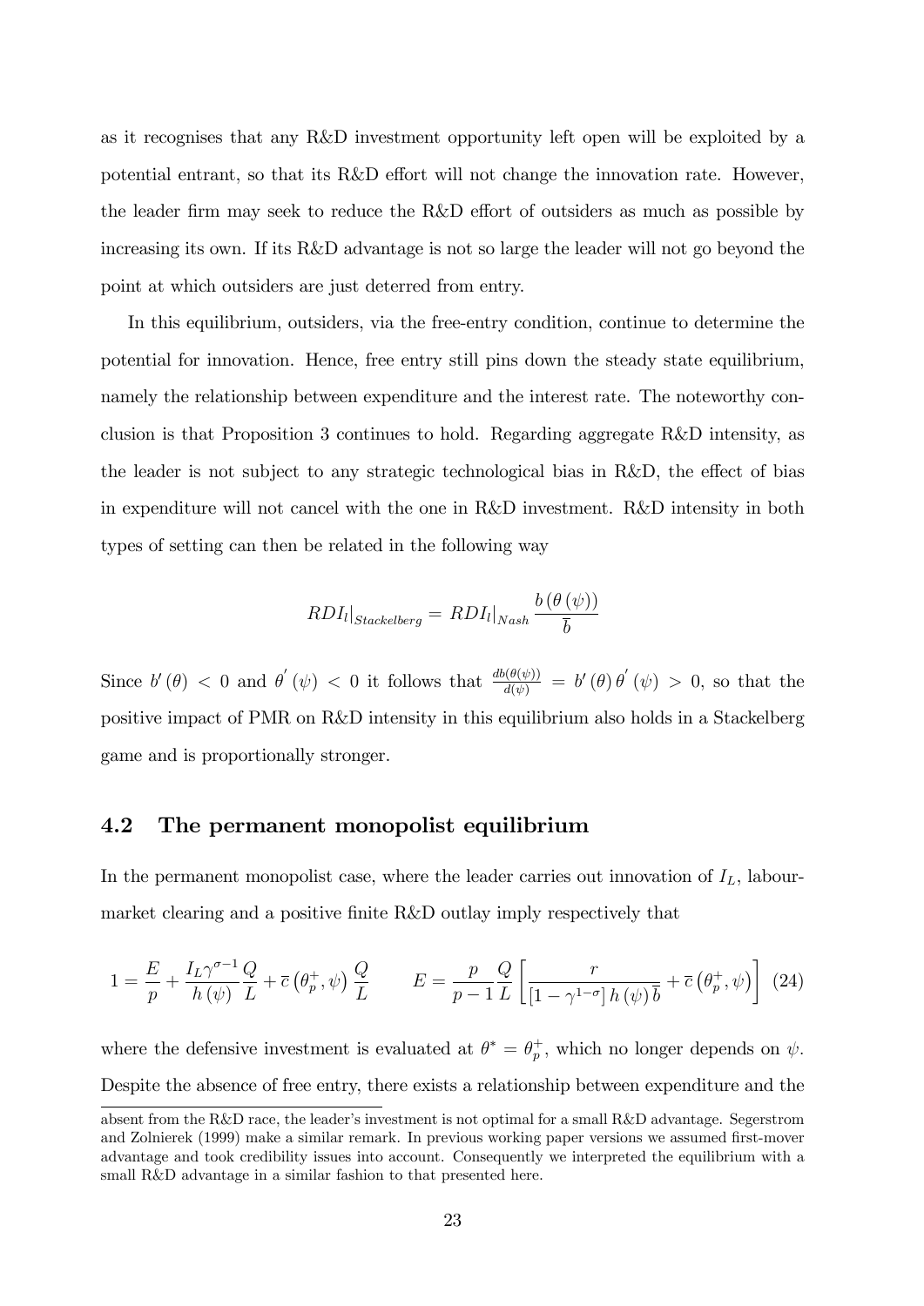as it recognises that any R&D investment opportunity left open will be exploited by a potential entrant, so that its R&D effort will not change the innovation rate. However, the leader firm may seek to reduce the R&D effort of outsiders as much as possible by increasing its own. If its R&D advantage is not so large the leader will not go beyond the point at which outsiders are just deterred from entry.

In this equilibrium, outsiders, via the free-entry condition, continue to determine the potential for innovation. Hence, free entry still pins down the steady state equilibrium, namely the relationship between expenditure and the interest rate. The noteworthy conclusion is that Proposition 3 continues to hold. Regarding aggregate R&D intensity, as the leader is not subject to any strategic technological bias in R&D, the effect of bias in expenditure will not cancel with the one in R&D investment. R&D intensity in both types of setting can then be related in the following way

$$RDI_l|_{Stackelberg} = RDI_l|_{Nash} \frac{b(\theta(\psi))}{\overline{b}}$$

Since $b'(\theta) < 0$ and $\theta'(\psi) < 0$ it follows that $\frac{db(\theta(\psi))}{d(\psi)} = b'(\theta)\theta'(\psi) > 0$, so that the positive impact of PMR on R&D intensity in this equilibrium also holds in a Stackelberg game and is proportionally stronger.

## 4.2 The permanent monopolist equilibrium

In the permanent monopolist case, where the leader carries out innovation of $I_L$, labour-market clearing and a positive finite R&D outlay imply respectively that

$$1 = \frac{E}{p} + \frac{I_L \gamma^{\sigma-1}}{h(\psi)} \frac{Q}{L} + \overline{c}\left(\theta_p^+, \psi\right) \frac{Q}{L} \qquad E = \frac{p}{p-1} \frac{Q}{L} \left[ \frac{r}{\left[1-\gamma^{1-\sigma}\right] h(\psi) \overline{b}} + \overline{c}\left(\theta_p^+, \psi\right) \right] \quad (24)$$

where the defensive investment is evaluated at $\theta^* = \theta_p^+$, which no longer depends on $\psi$. Despite the absence of free entry, there exists a relationship between expenditure and the

absent from the R&D race, the leader's investment is not optimal for a small R&D advantage. Segerstrom and Zolnierek (1999) make a similar remark. In previous working paper versions we assumed first-mover advantage and took credibility issues into account. Consequently we interpreted the equilibrium with a small R&D advantage in a similar fashion to that presented here.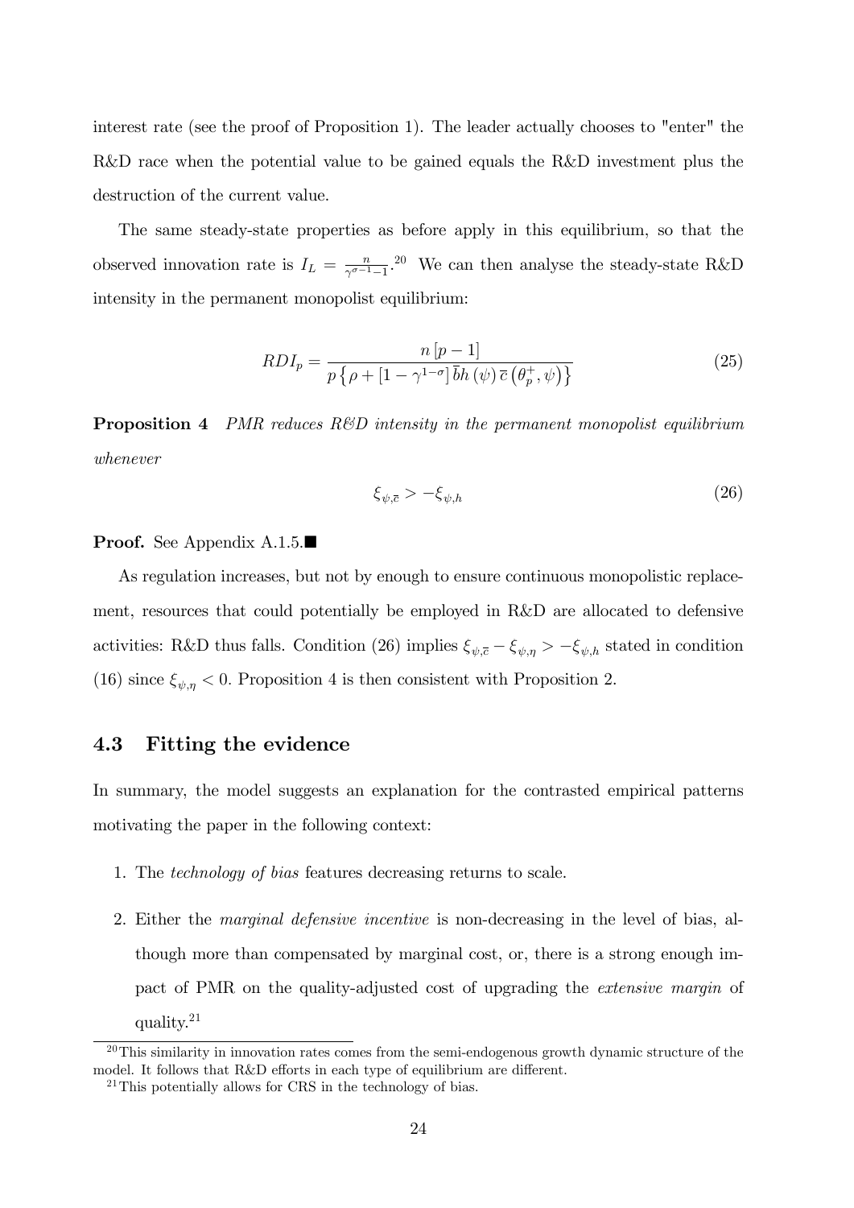interest rate (see the proof of Proposition 1). The leader actually chooses to "enter" the R&D race when the potential value to be gained equals the R&D investment plus the destruction of the current value.

The same steady-state properties as before apply in this equilibrium, so that the observed innovation rate is $I_L = \frac{n}{\gamma^{\sigma-1}-1}$.[20] We can then analyse the steady-state R&D intensity in the permanent monopolist equilibrium:

$$RDI_p = \frac{n\,[p-1]}{p\left\{\rho + [1-\gamma^{1-\sigma}]\,\overline{b}h(\psi)\,\overline{c}\left(\theta_p^+,\psi\right)\right\}} \tag{25}$$

**Proposition 4** *PMR reduces R&D intensity in the permanent monopolist equilibrium whenever*

$$\xi_{\psi,\overline{c}} > -\xi_{\psi,h} \tag{26}$$

**Proof.** See Appendix A.1.5.■

As regulation increases, but not by enough to ensure continuous monopolistic replacement, resources that could potentially be employed in R&D are allocated to defensive activities: R&D thus falls. Condition (26) implies $\xi_{\psi,\overline{c}} - \xi_{\psi,\eta} > -\xi_{\psi,h}$ stated in condition (16) since $\xi_{\psi,\eta} < 0$. Proposition 4 is then consistent with Proposition 2.

## 4.3 Fitting the evidence

In summary, the model suggests an explanation for the contrasted empirical patterns motivating the paper in the following context:

1. The *technology of bias* features decreasing returns to scale.
2. Either the *marginal defensive incentive* is non-decreasing in the level of bias, although more than compensated by marginal cost, or, there is a strong enough impact of PMR on the quality-adjusted cost of upgrading the *extensive margin* of quality.[21]

[20] This similarity in innovation rates comes from the semi-endogenous growth dynamic structure of the model. It follows that R&D efforts in each type of equilibrium are different.

[21] This potentially allows for CRS in the technology of bias.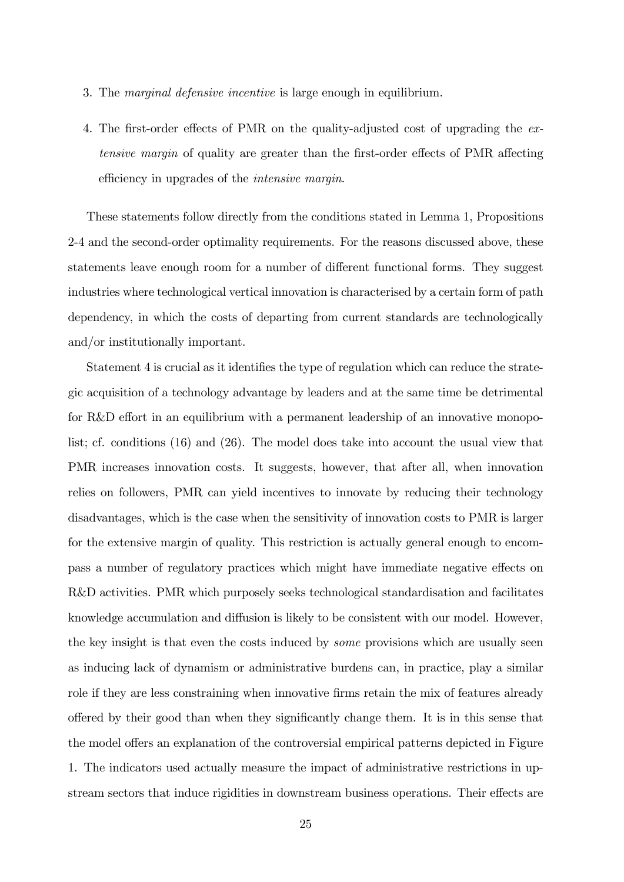3. The *marginal defensive incentive* is large enough in equilibrium.

4. The first-order effects of PMR on the quality-adjusted cost of upgrading the *extensive margin* of quality are greater than the first-order effects of PMR affecting efficiency in upgrades of the *intensive margin*.

These statements follow directly from the conditions stated in Lemma 1, Propositions 2-4 and the second-order optimality requirements. For the reasons discussed above, these statements leave enough room for a number of different functional forms. They suggest industries where technological vertical innovation is characterised by a certain form of path dependency, in which the costs of departing from current standards are technologically and/or institutionally important.

Statement 4 is crucial as it identifies the type of regulation which can reduce the strategic acquisition of a technology advantage by leaders and at the same time be detrimental for R&D effort in an equilibrium with a permanent leadership of an innovative monopolist; cf. conditions (16) and (26). The model does take into account the usual view that PMR increases innovation costs. It suggests, however, that after all, when innovation relies on followers, PMR can yield incentives to innovate by reducing their technology disadvantages, which is the case when the sensitivity of innovation costs to PMR is larger for the extensive margin of quality. This restriction is actually general enough to encompass a number of regulatory practices which might have immediate negative effects on R&D activities. PMR which purposely seeks technological standardisation and facilitates knowledge accumulation and diffusion is likely to be consistent with our model. However, the key insight is that even the costs induced by *some* provisions which are usually seen as inducing lack of dynamism or administrative burdens can, in practice, play a similar role if they are less constraining when innovative firms retain the mix of features already offered by their good than when they significantly change them. It is in this sense that the model offers an explanation of the controversial empirical patterns depicted in Figure 1. The indicators used actually measure the impact of administrative restrictions in upstream sectors that induce rigidities in downstream business operations. Their effects are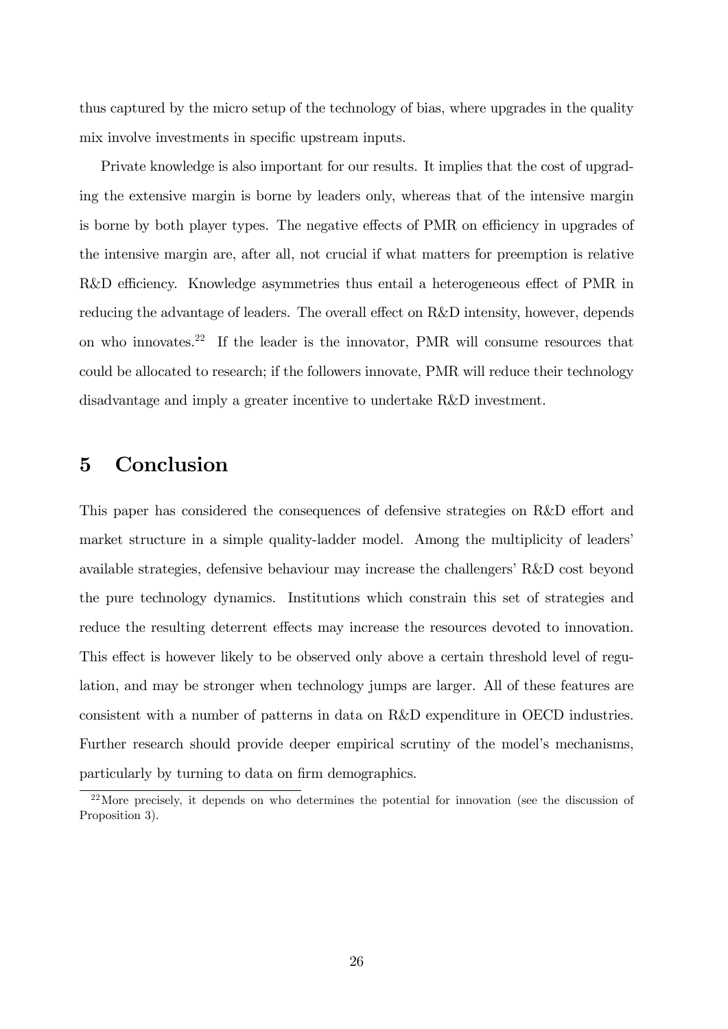thus captured by the micro setup of the technology of bias, where upgrades in the quality mix involve investments in specific upstream inputs.

Private knowledge is also important for our results. It implies that the cost of upgrading the extensive margin is borne by leaders only, whereas that of the intensive margin is borne by both player types. The negative effects of PMR on efficiency in upgrades of the intensive margin are, after all, not crucial if what matters for preemption is relative R&D efficiency. Knowledge asymmetries thus entail a heterogeneous effect of PMR in reducing the advantage of leaders. The overall effect on R&D intensity, however, depends on who innovates.[22] If the leader is the innovator, PMR will consume resources that could be allocated to research; if the followers innovate, PMR will reduce their technology disadvantage and imply a greater incentive to undertake R&D investment.

# 5 Conclusion

This paper has considered the consequences of defensive strategies on R&D effort and market structure in a simple quality-ladder model. Among the multiplicity of leaders' available strategies, defensive behaviour may increase the challengers' R&D cost beyond the pure technology dynamics. Institutions which constrain this set of strategies and reduce the resulting deterrent effects may increase the resources devoted to innovation. This effect is however likely to be observed only above a certain threshold level of regulation, and may be stronger when technology jumps are larger. All of these features are consistent with a number of patterns in data on R&D expenditure in OECD industries. Further research should provide deeper empirical scrutiny of the model's mechanisms, particularly by turning to data on firm demographics.

[22] More precisely, it depends on who determines the potential for innovation (see the discussion of Proposition 3).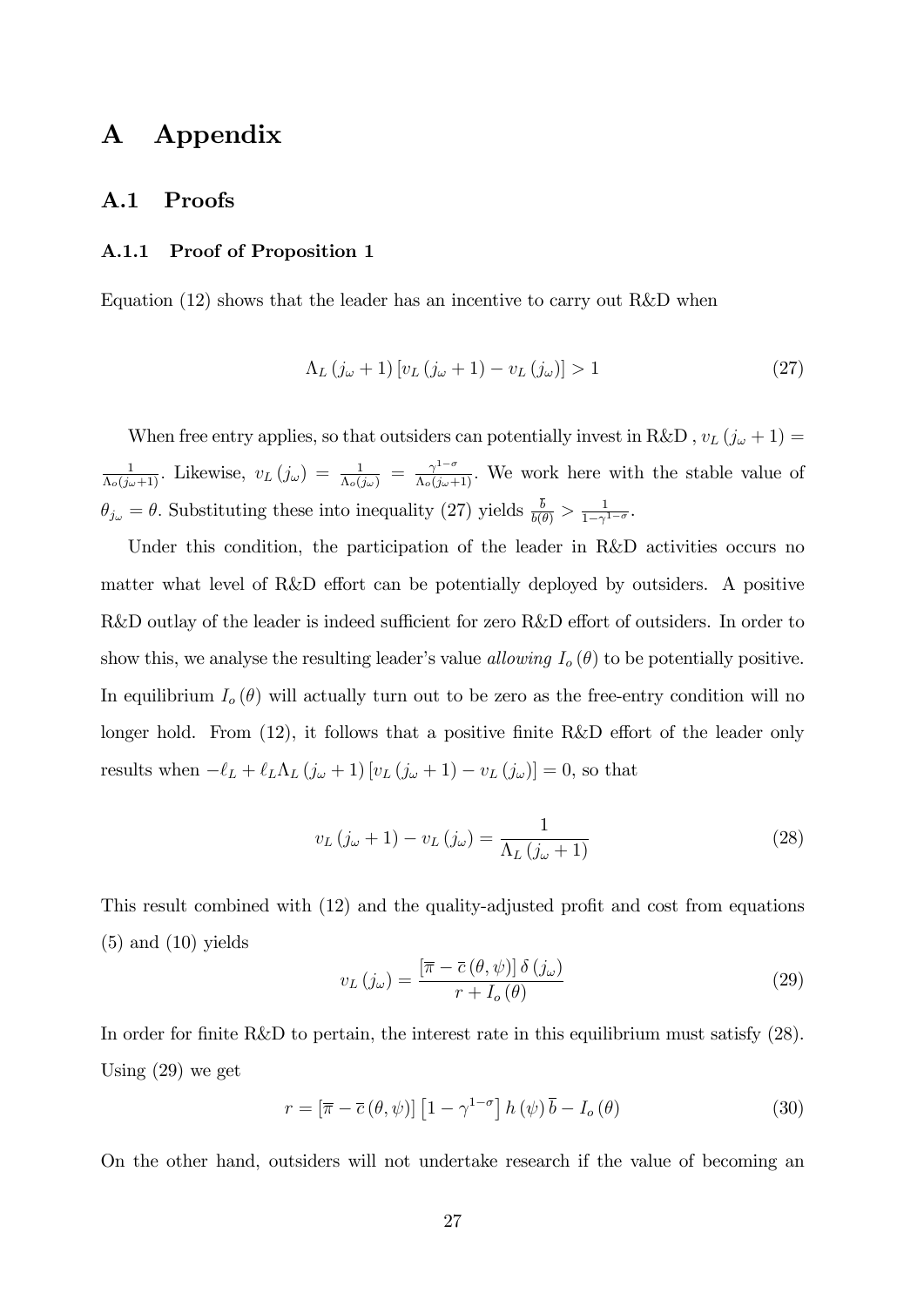# A Appendix

## A.1 Proofs

### A.1.1 Proof of Proposition 1

Equation (12) shows that the leader has an incentive to carry out R&D when

$$\Lambda_L\left(j_\omega+1\right)\left[v_L\left(j_\omega+1\right)-v_L\left(j_\omega\right)\right]>1 \tag{27}$$

When free entry applies, so that outsiders can potentially invest in R&D , $v_L\left(j_\omega+1\right)=\frac{1}{\Lambda_o(j_\omega+1)}$. Likewise, $v_L\left(j_\omega\right)=\frac{1}{\Lambda_o(j_\omega)}=\frac{\gamma^{1-\sigma}}{\Lambda_o(j_\omega+1)}$. We work here with the stable value of $\theta_{j_\omega}=\theta$. Substituting these into inequality (27) yields $\frac{\overline{b}}{b(\theta)}>\frac{1}{1-\gamma^{1-\sigma}}$.

Under this condition, the participation of the leader in R&D activities occurs no matter what level of R&D effort can be potentially deployed by outsiders. A positive R&D outlay of the leader is indeed sufficient for zero R&D effort of outsiders. In order to show this, we analyse the resulting leader's value *allowing* $I_o\left(\theta\right)$ to be potentially positive. In equilibrium $I_o\left(\theta\right)$ will actually turn out to be zero as the free-entry condition will no longer hold. From (12), it follows that a positive finite R&D effort of the leader only results when $-\ell_L+\ell_L\Lambda_L\left(j_\omega+1\right)\left[v_L\left(j_\omega+1\right)-v_L\left(j_\omega\right)\right]=0$, so that

$$v_L\left(j_\omega+1\right)-v_L\left(j_\omega\right)=\frac{1}{\Lambda_L\left(j_\omega+1\right)} \tag{28}$$

This result combined with (12) and the quality-adjusted profit and cost from equations (5) and (10) yields

$$v_L\left(j_\omega\right)=\frac{\left[\overline{\pi}-\overline{c}\left(\theta,\psi\right)\right]\delta\left(j_\omega\right)}{r+I_o\left(\theta\right)} \tag{29}$$

In order for finite R&D to pertain, the interest rate in this equilibrium must satisfy (28). Using (29) we get

$$r=\left[\overline{\pi}-\overline{c}\left(\theta,\psi\right)\right]\left[1-\gamma^{1-\sigma}\right]h\left(\psi\right)\overline{b}-I_o\left(\theta\right) \tag{30}$$

On the other hand, outsiders will not undertake research if the value of becoming an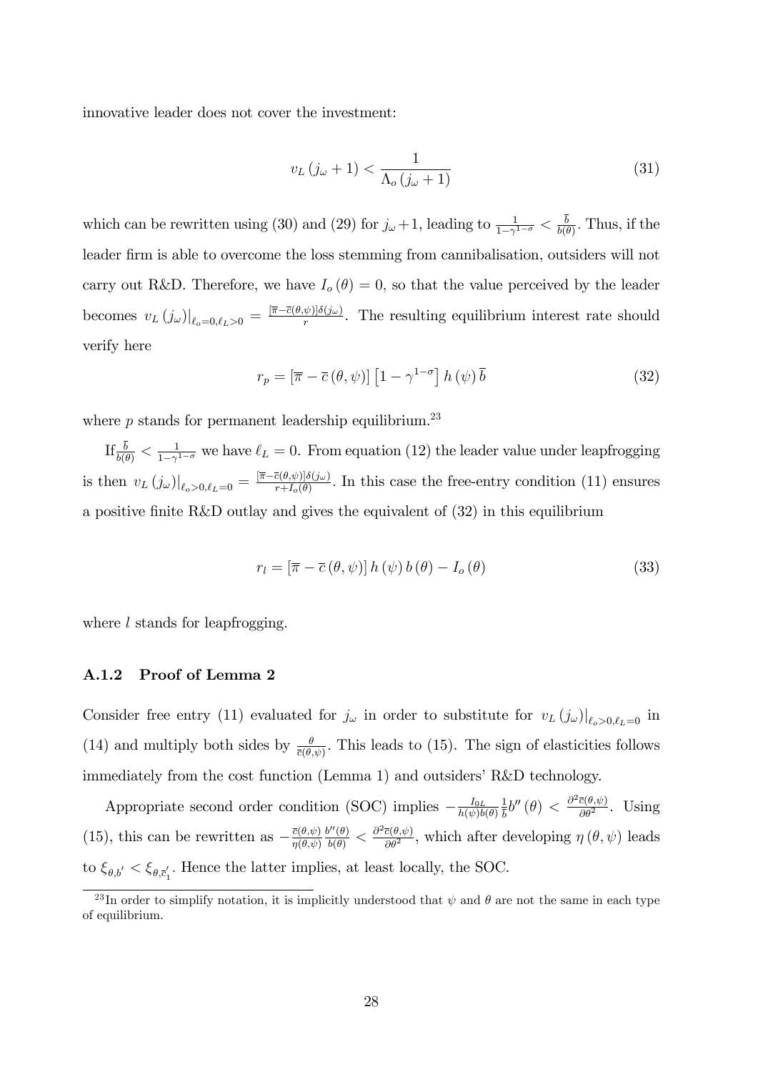innovative leader does not cover the investment:

$$v_L(j_\omega + 1) < \frac{1}{\Lambda_o(j_\omega + 1)} \tag{31}$$

which can be rewritten using (30) and (29) for $j_\omega + 1$, leading to $\frac{1}{1-\gamma^{1-\sigma}} < \frac{\bar{b}}{b(\theta)}$. Thus, if the leader firm is able to overcome the loss stemming from cannibalisation, outsiders will not carry out R&D. Therefore, we have $I_o(\theta) = 0$, so that the value perceived by the leader becomes $v_L(j_\omega)|_{\ell_o=0,\ell_L>0} = \frac{[\bar{\pi} - \bar{c}(\theta,\psi)]\delta(j_\omega)}{r}$. The resulting equilibrium interest rate should verify here

$$r_p = [\bar{\pi} - \bar{c}(\theta, \psi)] \left[1 - \gamma^{1-\sigma}\right] h(\psi) \bar{b} \tag{32}$$

where $p$ stands for permanent leadership equilibrium.[23]

If $\frac{\bar{b}}{b(\theta)} < \frac{1}{1-\gamma^{1-\sigma}}$ we have $\ell_L = 0$. From equation (12) the leader value under leapfrogging is then $v_L(j_\omega)|_{\ell_o>0,\ell_L=0} = \frac{[\bar{\pi} - \bar{c}(\theta,\psi)]\delta(j_\omega)}{r + I_o(\theta)}$. In this case the free-entry condition (11) ensures a positive finite R&D outlay and gives the equivalent of (32) in this equilibrium

$$r_l = [\bar{\pi} - \bar{c}(\theta, \psi)] h(\psi) b(\theta) - I_o(\theta) \tag{33}$$

where $l$ stands for leapfrogging.

### A.1.2 Proof of Lemma 2

Consider free entry (11) evaluated for $j_\omega$ in order to substitute for $v_L(j_\omega)|_{\ell_o>0,\ell_L=0}$ in (14) and multiply both sides by $\frac{\theta}{\bar{c}(\theta,\psi)}$. This leads to (15). The sign of elasticities follows immediately from the cost function (Lemma 1) and outsiders' R&D technology.

Appropriate second order condition (SOC) implies $-\frac{I_{0L}}{h(\psi)b(\theta)} \frac{1}{\bar{b}} b''(\theta) < \frac{\partial^2 \bar{c}(\theta,\psi)}{\partial \theta^2}$. Using (15), this can be rewritten as $-\frac{\bar{c}(\theta,\psi)}{\eta(\theta,\psi)} \frac{b''(\theta)}{b(\theta)} < \frac{\partial^2 \bar{c}(\theta,\psi)}{\partial \theta^2}$, which after developing $\eta(\theta, \psi)$ leads to $\xi_{\theta,b'} < \xi_{\theta,\bar{c}'_1}$. Hence the latter implies, at least locally, the SOC.

[23] In order to simplify notation, it is implicitly understood that $\psi$ and $\theta$ are not the same in each type of equilibrium.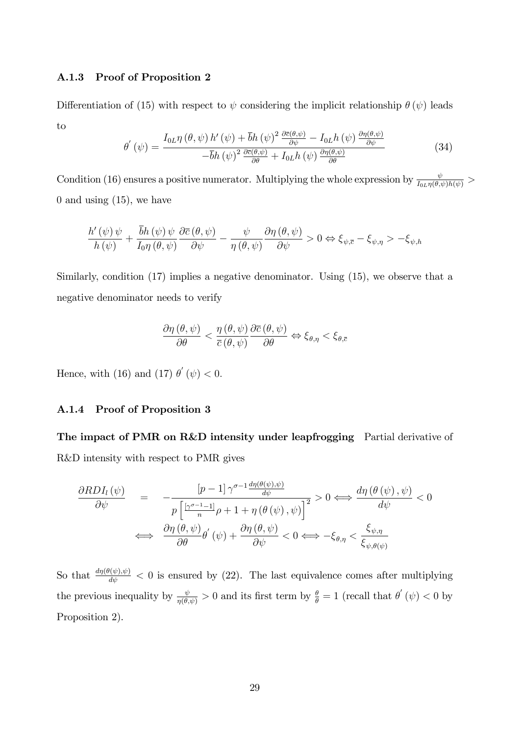### A.1.3 Proof of Proposition 2

Differentiation of (15) with respect to $\psi$ considering the implicit relationship $\theta(\psi)$ leads to

$$\theta^{'}(\psi) = \frac{I_{0L}\eta(\theta,\psi)\,h'(\psi) + \overline{b}h(\psi)^2\,\frac{\partial\overline{c}(\theta,\psi)}{\partial\psi} - I_{0L}h(\psi)\,\frac{\partial\eta(\theta,\psi)}{\partial\psi}}{-\overline{b}h(\psi)^2\,\frac{\partial\overline{c}(\theta,\psi)}{\partial\theta} + I_{0L}h(\psi)\,\frac{\partial\eta(\theta,\psi)}{\partial\theta}} \tag{34}$$

Condition (16) ensures a positive numerator. Multiplying the whole expression by $\frac{\psi}{I_{0L}\eta(\theta,\psi)h(\psi)} > 0$ and using (15), we have

$$\frac{h'(\psi)\,\psi}{h(\psi)} + \frac{\overline{b}h(\psi)\,\psi}{I_0\eta(\theta,\psi)}\frac{\partial\overline{c}(\theta,\psi)}{\partial\psi} - \frac{\psi}{\eta(\theta,\psi)}\frac{\partial\eta(\theta,\psi)}{\partial\psi} > 0 \Leftrightarrow \xi_{\psi,\overline{c}} - \xi_{\psi,\eta} > -\xi_{\psi,h}$$

Similarly, condition (17) implies a negative denominator. Using (15), we observe that a negative denominator needs to verify

$$\frac{\partial\eta(\theta,\psi)}{\partial\theta} < \frac{\eta(\theta,\psi)}{\overline{c}(\theta,\psi)}\frac{\partial\overline{c}(\theta,\psi)}{\partial\theta} \Leftrightarrow \xi_{\theta,\eta} < \xi_{\theta,\overline{c}}$$

Hence, with (16) and (17) $\theta^{'}(\psi) < 0$.

### A.1.4 Proof of Proposition 3

**The impact of PMR on R&D intensity under leapfrogging** Partial derivative of R&D intensity with respect to PMR gives

$$\begin{aligned}\frac{\partial RDI_l(\psi)}{\partial\psi} &= -\frac{[p-1]\,\gamma^{\sigma-1}\frac{d\eta(\theta(\psi),\psi)}{d\psi}}{p\left[\frac{[\gamma^{\sigma-1}-1]}{n}\rho + 1 + \eta(\theta(\psi),\psi)\right]^2} > 0 \Longleftrightarrow \frac{d\eta(\theta(\psi),\psi)}{d\psi} < 0 \\ &\Longleftrightarrow \frac{\partial\eta(\theta,\psi)}{\partial\theta}\theta^{'}(\psi) + \frac{\partial\eta(\theta,\psi)}{\partial\psi} < 0 \Longleftrightarrow -\xi_{\theta,\eta} < \frac{\xi_{\psi,\eta}}{\xi_{\psi,\theta(\psi)}}\end{aligned}$$

So that $\frac{d\eta(\theta(\psi),\psi)}{d\psi} < 0$ is ensured by (22). The last equivalence comes after multiplying the previous inequality by $\frac{\psi}{\eta(\theta,\psi)} > 0$ and its first term by $\frac{\theta}{\theta} = 1$ (recall that $\theta^{'}(\psi) < 0$ by Proposition 2).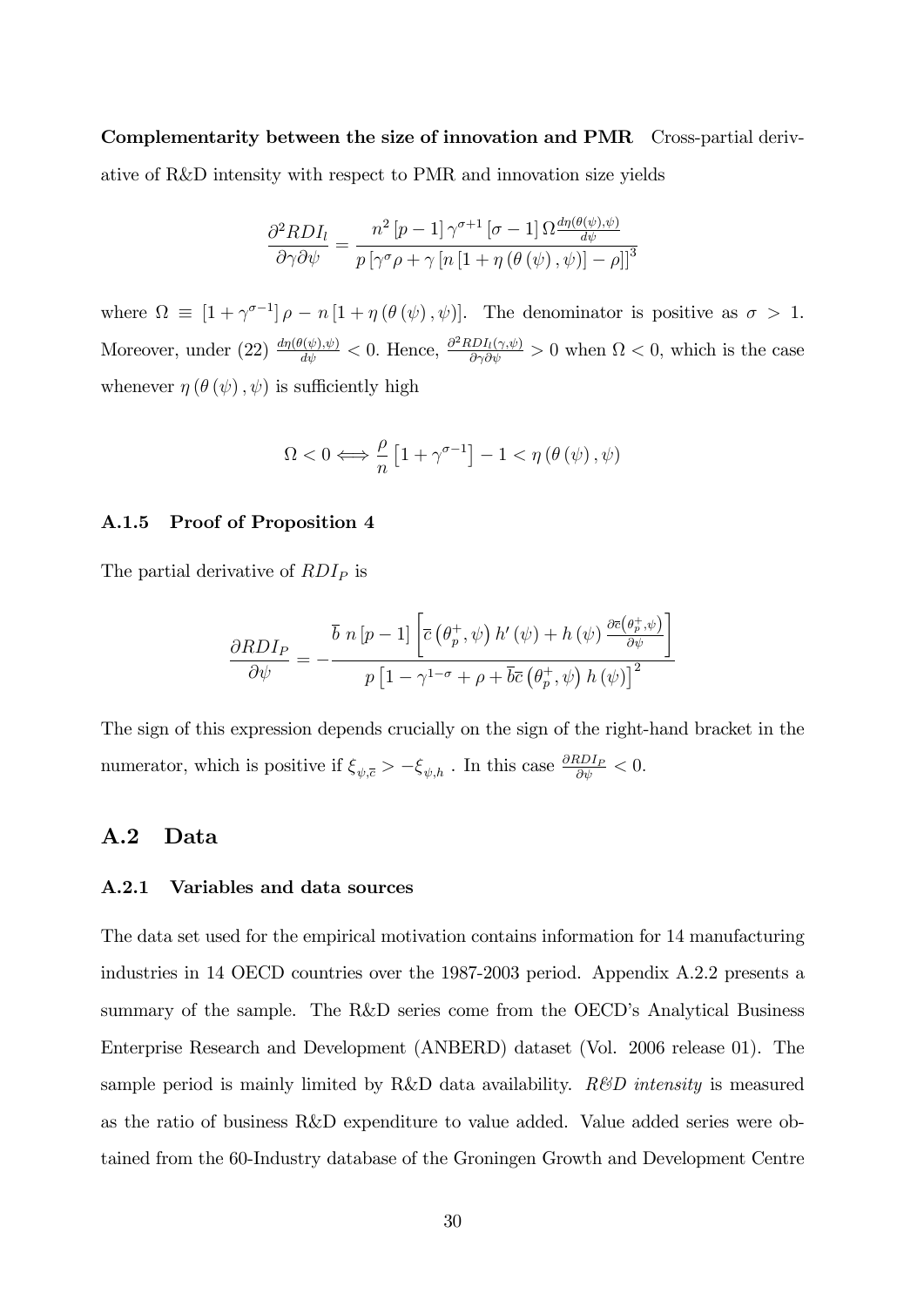**Complementarity between the size of innovation and PMR** Cross-partial derivative of R&D intensity with respect to PMR and innovation size yields

$$\frac{\partial^2 RDI_l}{\partial\gamma\partial\psi} = \frac{n^2\,[p-1]\,\gamma^{\sigma+1}\,[\sigma-1]\,\Omega\frac{d\eta(\theta(\psi),\psi)}{d\psi}}{p\,[\gamma^{\sigma}\rho+\gamma\,[n\,[1+\eta\,(\theta\,(\psi)\,,\psi)]-\rho]]^3}$$

where $\Omega \equiv [1+\gamma^{\sigma-1}]\,\rho - n\,[1+\eta\,(\theta\,(\psi)\,,\psi)]$. The denominator is positive as $\sigma > 1$. Moreover, under (22) $\frac{d\eta(\theta(\psi),\psi)}{d\psi} < 0$. Hence, $\frac{\partial^2 RDI_l(\gamma,\psi)}{\partial\gamma\partial\psi} > 0$ when $\Omega < 0$, which is the case whenever $\eta\,(\theta\,(\psi)\,,\psi)$ is sufficiently high

$$\Omega < 0 \Longleftrightarrow \frac{\rho}{n}\left[1+\gamma^{\sigma-1}\right] - 1 < \eta\,(\theta\,(\psi)\,,\psi)$$

### A.1.5 Proof of Proposition 4

The partial derivative of $RDI_P$ is

$$\frac{\partial RDI_P}{\partial\psi} = -\frac{\overline{b}\;n\,[p-1]\left[\overline{c}\left(\theta_p^+,\psi\right)h'\left(\psi\right)+h\left(\psi\right)\frac{\partial\overline{c}\left(\theta_p^+,\psi\right)}{\partial\psi}\right]}{p\left[1-\gamma^{1-\sigma}+\rho+\overline{b}\overline{c}\left(\theta_p^+,\psi\right)h\left(\psi\right)\right]^2}$$

The sign of this expression depends crucially on the sign of the right-hand bracket in the numerator, which is positive if $\xi_{\psi,\overline{c}} > -\xi_{\psi,h}$ . In this case $\frac{\partial RDI_P}{\partial\psi} < 0$.

## A.2 Data

### A.2.1 Variables and data sources

The data set used for the empirical motivation contains information for 14 manufacturing industries in 14 OECD countries over the 1987-2003 period. Appendix A.2.2 presents a summary of the sample. The R&D series come from the OECD's Analytical Business Enterprise Research and Development (ANBERD) dataset (Vol. 2006 release 01). The sample period is mainly limited by R&D data availability. *R&D intensity* is measured as the ratio of business R&D expenditure to value added. Value added series were obtained from the 60-Industry database of the Groningen Growth and Development Centre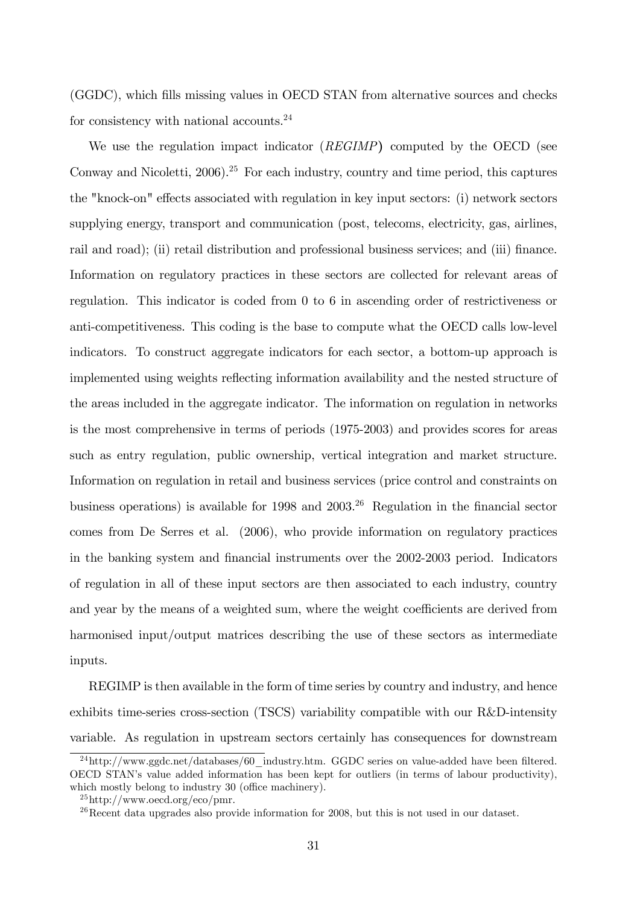(GGDC), which fills missing values in OECD STAN from alternative sources and checks for consistency with national accounts.[24]

We use the regulation impact indicator (*REGIMP*) computed by the OECD (see Conway and Nicoletti, 2006).[25] For each industry, country and time period, this captures the "knock-on" effects associated with regulation in key input sectors: (i) network sectors supplying energy, transport and communication (post, telecoms, electricity, gas, airlines, rail and road); (ii) retail distribution and professional business services; and (iii) finance. Information on regulatory practices in these sectors are collected for relevant areas of regulation. This indicator is coded from 0 to 6 in ascending order of restrictiveness or anti-competitiveness. This coding is the base to compute what the OECD calls low-level indicators. To construct aggregate indicators for each sector, a bottom-up approach is implemented using weights reflecting information availability and the nested structure of the areas included in the aggregate indicator. The information on regulation in networks is the most comprehensive in terms of periods (1975-2003) and provides scores for areas such as entry regulation, public ownership, vertical integration and market structure. Information on regulation in retail and business services (price control and constraints on business operations) is available for 1998 and 2003.[26] Regulation in the financial sector comes from De Serres et al. (2006), who provide information on regulatory practices in the banking system and financial instruments over the 2002-2003 period. Indicators of regulation in all of these input sectors are then associated to each industry, country and year by the means of a weighted sum, where the weight coefficients are derived from harmonised input/output matrices describing the use of these sectors as intermediate inputs.

REGIMP is then available in the form of time series by country and industry, and hence exhibits time-series cross-section (TSCS) variability compatible with our R&D-intensity variable. As regulation in upstream sectors certainly has consequences for downstream

[24] http://www.ggdc.net/databases/60_industry.htm. GGDC series on value-added have been filtered. OECD STAN's value added information has been kept for outliers (in terms of labour productivity), which mostly belong to industry 30 (office machinery).

[25] http://www.oecd.org/eco/pmr.

[26] Recent data upgrades also provide information for 2008, but this is not used in our dataset.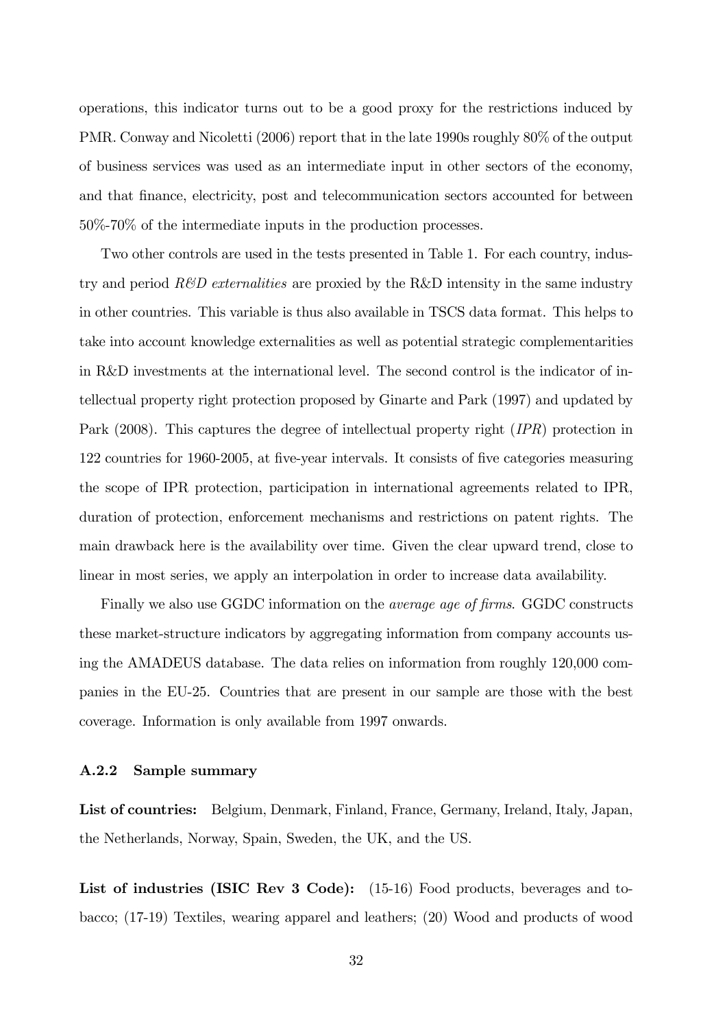operations, this indicator turns out to be a good proxy for the restrictions induced by PMR. Conway and Nicoletti (2006) report that in the late 1990s roughly 80% of the output of business services was used as an intermediate input in other sectors of the economy, and that finance, electricity, post and telecommunication sectors accounted for between 50%-70% of the intermediate inputs in the production processes.

Two other controls are used in the tests presented in Table 1. For each country, industry and period *R&D externalities* are proxied by the R&D intensity in the same industry in other countries. This variable is thus also available in TSCS data format. This helps to take into account knowledge externalities as well as potential strategic complementarities in R&D investments at the international level. The second control is the indicator of intellectual property right protection proposed by Ginarte and Park (1997) and updated by Park (2008). This captures the degree of intellectual property right (*IPR*) protection in 122 countries for 1960-2005, at five-year intervals. It consists of five categories measuring the scope of IPR protection, participation in international agreements related to IPR, duration of protection, enforcement mechanisms and restrictions on patent rights. The main drawback here is the availability over time. Given the clear upward trend, close to linear in most series, we apply an interpolation in order to increase data availability.

Finally we also use GGDC information on the *average age of firms*. GGDC constructs these market-structure indicators by aggregating information from company accounts using the AMADEUS database. The data relies on information from roughly 120,000 companies in the EU-25. Countries that are present in our sample are those with the best coverage. Information is only available from 1997 onwards.

### A.2.2 Sample summary

**List of countries:** Belgium, Denmark, Finland, France, Germany, Ireland, Italy, Japan, the Netherlands, Norway, Spain, Sweden, the UK, and the US.

**List of industries (ISIC Rev 3 Code):** (15-16) Food products, beverages and tobacco; (17-19) Textiles, wearing apparel and leathers; (20) Wood and products of wood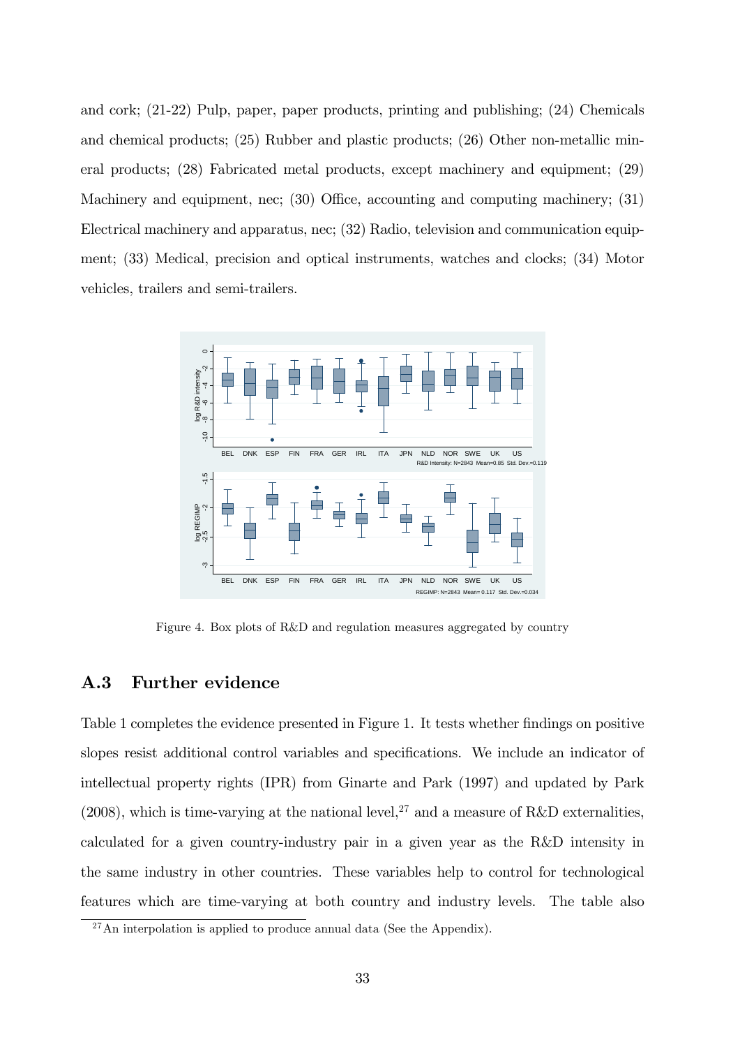and cork; (21-22) Pulp, paper, paper products, printing and publishing; (24) Chemicals and chemical products; (25) Rubber and plastic products; (26) Other non-metallic mineral products; (28) Fabricated metal products, except machinery and equipment; (29) Machinery and equipment, nec; (30) Office, accounting and computing machinery; (31) Electrical machinery and apparatus, nec; (32) Radio, television and communication equipment; (33) Medical, precision and optical instruments, watches and clocks; (34) Motor vehicles, trailers and semi-trailers.

Figure 4. Box plots of R&D and regulation measures aggregated by country

## A.3 Further evidence

Table 1 completes the evidence presented in Figure 1. It tests whether findings on positive slopes resist additional control variables and specifications. We include an indicator of intellectual property rights (IPR) from Ginarte and Park (1997) and updated by Park (2008), which is time-varying at the national level,[27] and a measure of R&D externalities, calculated for a given country-industry pair in a given year as the R&D intensity in the same industry in other countries. These variables help to control for technological features which are time-varying at both country and industry levels. The table also

[27] An interpolation is applied to produce annual data (See the Appendix).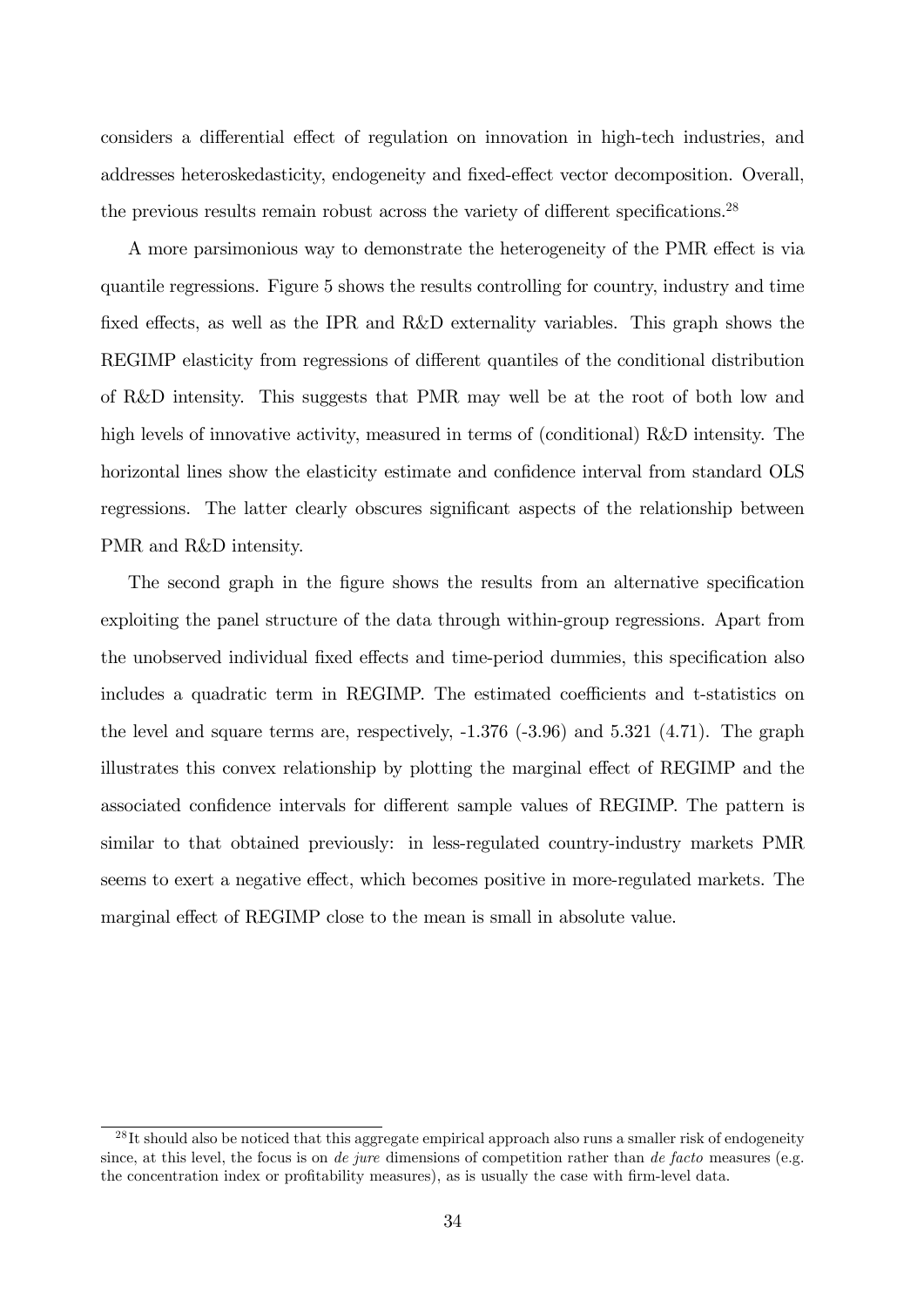considers a differential effect of regulation on innovation in high-tech industries, and addresses heteroskedasticity, endogeneity and fixed-effect vector decomposition. Overall, the previous results remain robust across the variety of different specifications.[28]

A more parsimonious way to demonstrate the heterogeneity of the PMR effect is via quantile regressions. Figure 5 shows the results controlling for country, industry and time fixed effects, as well as the IPR and R&D externality variables. This graph shows the REGIMP elasticity from regressions of different quantiles of the conditional distribution of R&D intensity. This suggests that PMR may well be at the root of both low and high levels of innovative activity, measured in terms of (conditional) R&D intensity. The horizontal lines show the elasticity estimate and confidence interval from standard OLS regressions. The latter clearly obscures significant aspects of the relationship between PMR and R&D intensity.

The second graph in the figure shows the results from an alternative specification exploiting the panel structure of the data through within-group regressions. Apart from the unobserved individual fixed effects and time-period dummies, this specification also includes a quadratic term in REGIMP. The estimated coefficients and t-statistics on the level and square terms are, respectively, -1.376 (-3.96) and 5.321 (4.71). The graph illustrates this convex relationship by plotting the marginal effect of REGIMP and the associated confidence intervals for different sample values of REGIMP. The pattern is similar to that obtained previously: in less-regulated country-industry markets PMR seems to exert a negative effect, which becomes positive in more-regulated markets. The marginal effect of REGIMP close to the mean is small in absolute value.

[28] It should also be noticed that this aggregate empirical approach also runs a smaller risk of endogeneity since, at this level, the focus is on *de jure* dimensions of competition rather than *de facto* measures (e.g. the concentration index or profitability measures), as is usually the case with firm-level data.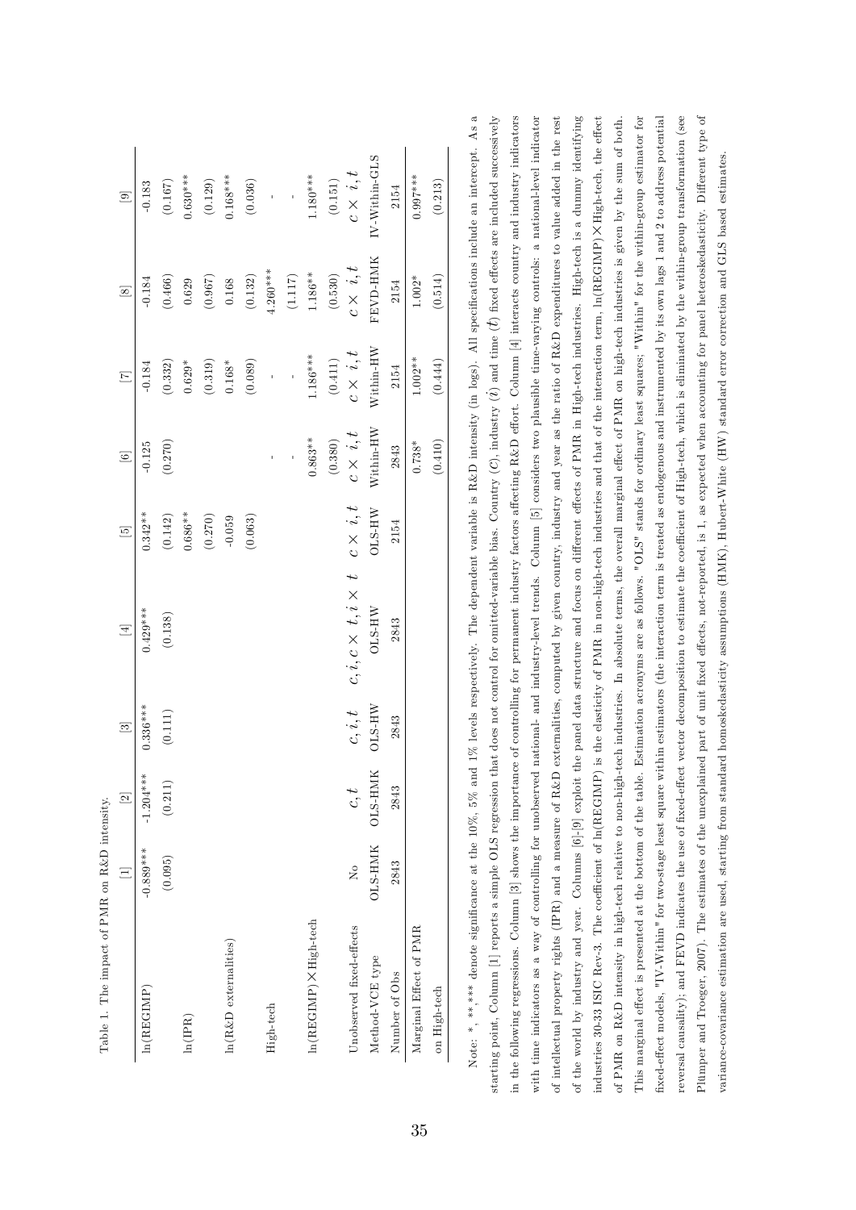Table 1. The impact of PMR on R&D intensity.

| | [1] | [2] | [3] | [4] | [5] | [6] | [7] | [8] | [9] |
|---|---|---|---|---|---|---|---|---|---|
| ln(REGIMP) | -0.889*** | -1.204*** | 0.336*** | 0.429*** | 0.342** | -0.125 | -0.184 | -0.184 | -0.183 |
| | (0.095) | (0.211) | (0.111) | (0.138) | (0.142) | (0.270) | (0.332) | (0.466) | (0.167) |
| ln(IPR) | | | | | 0.686** | | 0.629* | 0.629 | 0.630*** |
| | | | | | (0.270) | | (0.319) | (0.967) | (0.129) |
| ln(R&D externalities) | | | | | -0.059 | | 0.168* | 0.168 | 0.168*** |
| | | | | | (0.063) | | (0.089) | (0.132) | (0.036) |
| High-tech | | | | | | - | - | 4.260*** | - |
| | | | | | | - | - | (1.117) | - |
| ln(REGIMP)×High-tech | | | | | | 0.863** | 1.186*** | 1.186** | 1.180*** |
| | | | | | | (0.380) | (0.411) | (0.530) | (0.151) |
| Unobserved fixed-effects | No | $c, t$ | $c, i, t$ | $c, i, c \times t, i \times t$ | $c \times i, t$ | $c \times i, t$ | $c \times i, t$ | $c \times i, t$ | $c \times i, t$ |
| Method-VCE type | OLS-HMK | OLS-HMK | OLS-HW | OLS-HW | OLS-HW | Within-HW | Within-HW | FEVD-HMK | IV-Within-GLS |
| Number of Obs | 2843 | 2843 | 2843 | 2843 | 2154 | 2843 | 2154 | 2154 | 2154 |
| Marginal Effect of PMR | | | | | | 0.738* | 1.002** | 1.002* | 0.997*** |
| on High-tech | | | | | | (0.410) | (0.444) | (0.514) | (0.213) |

Note: *, **,*** denote significance at the 10%, 5% and 1% levels respectively. The dependent variable is R&D intensity (in logs). All specifications include an intercept. As a starting point, Column [1] reports a simple OLS regression that does not control for omitted-variable bias. Country ($C$), industry ($i$) and time ($t$) fixed effects are included successively in the following regressions. Column [3] shows the importance of controlling for permanent industry factors affecting R&D effort. Column [4] interacts country and industry indicators with time indicators as a way of controlling for unobserved national- and industry-level trends. Column [5] considers two plausible time-varying controls: a national-level indicator of intellectual property rights (IPR) and a measure of R&D externalities, computed by given country, industry and year as the ratio of R&D expenditures to value added in the rest of the world by industry and year. Columns [6]-[9] exploit the panel data structure and focus on different effects of PMR in High-tech industries. High-tech is a dummy identifying industries 30-33 ISIC Rev-3. The coefficient of ln(REGIMP) is the elasticity of PMR in non-high-tech industries and that of the interaction term, ln(REGIMP)×High-tech, the effect of PMR on R&D intensity in high-tech relative to non-high-tech industries. In absolute terms, the overall marginal effect of PMR on high-tech industries is given by the sum of both. This marginal effect is presented at the bottom of the table. Estimation acronyms are as follows. "OLS" stands for ordinary least squares; "Within" for the within-group estimator for fixed-effect models, "IV-Within" for two-stage least square within estimators (the interaction term is treated as endogenous and instrumented by its own lags 1 and 2 to address potential reversal causality); and FEVD indicates the use of fixed-effect vector decomposition to estimate the coefficient of High-tech, which is eliminated by the within-group transformation (see Plümper and Troeger, 2007). The estimates of the unexplained part of unit fixed effects, not-reported, is 1, as expected when accounting for panel heteroskedasticity. Different type of variance-covariance estimation are used, starting from standard homoskedasticity assumptions (HMK), Hubert-White (HW) standard error correction and GLS based estimates.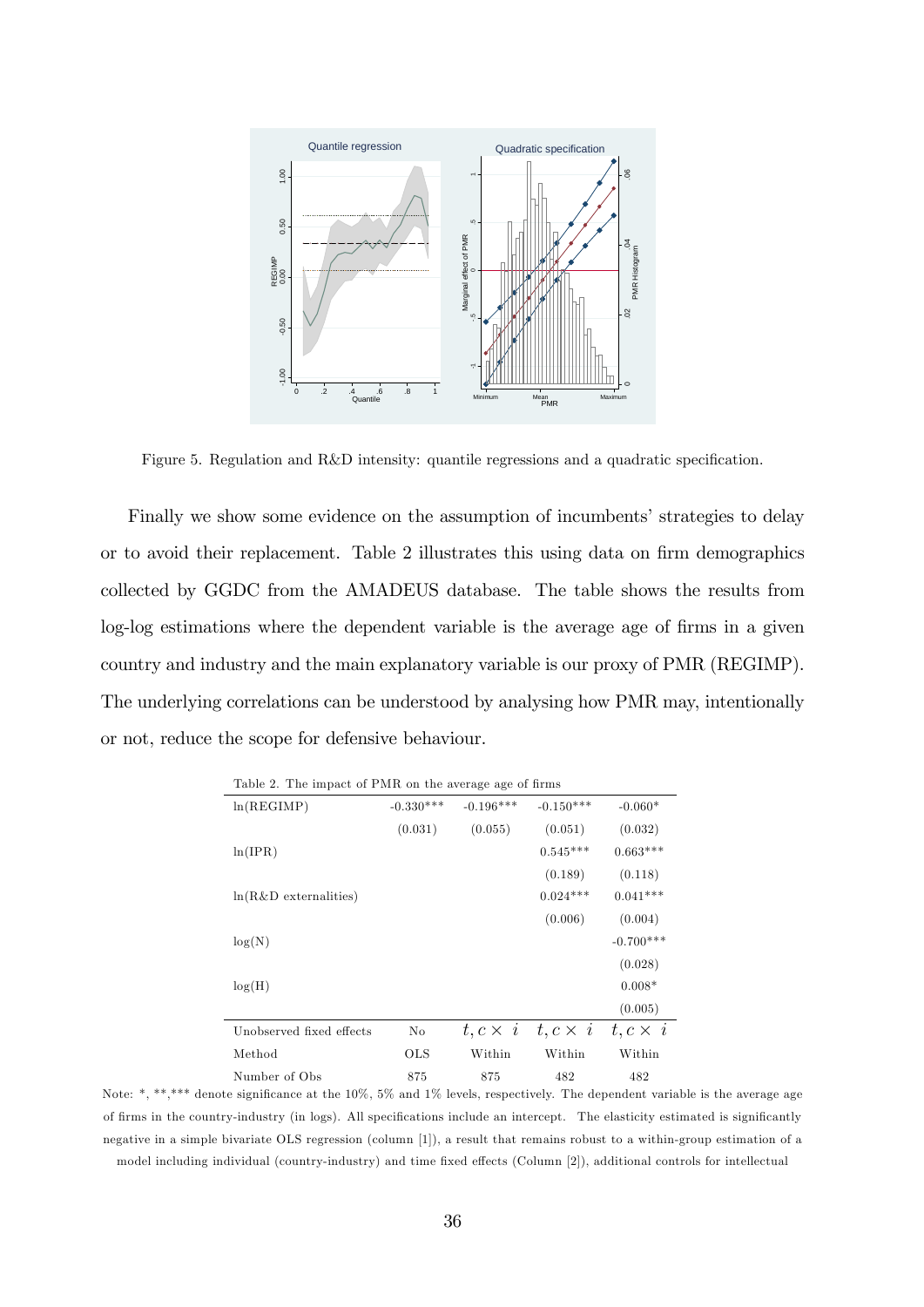Figure 5. Regulation and R&D intensity: quantile regressions and a quadratic specification.

Finally we show some evidence on the assumption of incumbents' strategies to delay or to avoid their replacement. Table 2 illustrates this using data on firm demographics collected by GGDC from the AMADEUS database. The table shows the results from log-log estimations where the dependent variable is the average age of firms in a given country and industry and the main explanatory variable is our proxy of PMR (REGIMP). The underlying correlations can be understood by analysing how PMR may, intentionally or not, reduce the scope for defensive behaviour.

Table 2. The impact of PMR on the average age of firms

| | | | | |
|---|---|---|---|---|
| ln(REGIMP) | -0.330*** | -0.196*** | -0.150*** | -0.060* |
| | (0.031) | (0.055) | (0.051) | (0.032) |
| ln(IPR) | | | 0.545*** | 0.663*** |
| | | | (0.189) | (0.118) |
| ln(R&D externalities) | | | 0.024*** | 0.041*** |
| | | | (0.006) | (0.004) |
| log(N) | | | | -0.700*** |
| | | | | (0.028) |
| log(H) | | | | 0.008* |
| | | | | (0.005) |
| Unobserved fixed effects | No | $t, c \times i$ | $t, c \times i$ | $t, c \times i$ |
| Method | OLS | Within | Within | Within |
| Number of Obs | 875 | 875 | 482 | 482 |

Note: *, **,*** denote significance at the 10%, 5% and 1% levels, respectively. The dependent variable is the average age of firms in the country-industry (in logs). All specifications include an intercept. The elasticity estimated is significantly negative in a simple bivariate OLS regression (column [1]), a result that remains robust to a within-group estimation of a model including individual (country-industry) and time fixed effects (Column [2]), additional controls for intellectual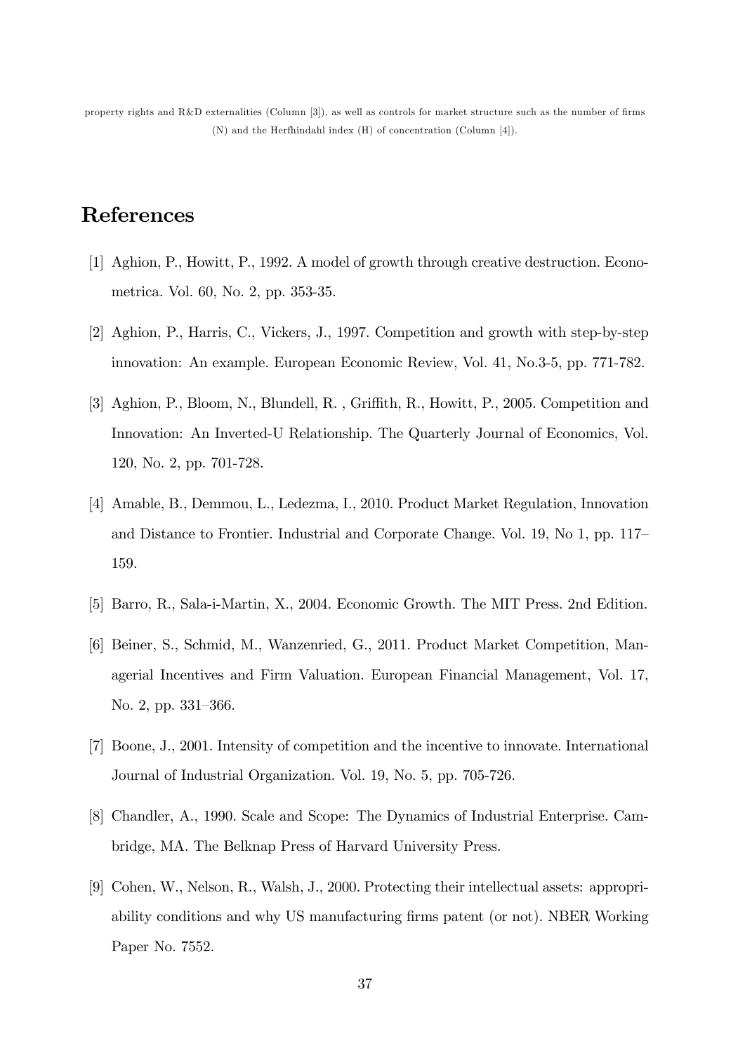property rights and R&D externalities (Column [3]), as well as controls for market structure such as the number of firms (N) and the Herfhindahl index (H) of concentration (Column [4]).

# References

[1] Aghion, P., Howitt, P., 1992. A model of growth through creative destruction. Econometrica. Vol. 60, No. 2, pp. 353-35.

[2] Aghion, P., Harris, C., Vickers, J., 1997. Competition and growth with step-by-step innovation: An example. European Economic Review, Vol. 41, No.3-5, pp. 771-782.

[3] Aghion, P., Bloom, N., Blundell, R. , Griffith, R., Howitt, P., 2005. Competition and Innovation: An Inverted-U Relationship. The Quarterly Journal of Economics, Vol. 120, No. 2, pp. 701-728.

[4] Amable, B., Demmou, L., Ledezma, I., 2010. Product Market Regulation, Innovation and Distance to Frontier. Industrial and Corporate Change. Vol. 19, No 1, pp. 117–159.

[5] Barro, R., Sala-i-Martin, X., 2004. Economic Growth. The MIT Press. 2nd Edition.

[6] Beiner, S., Schmid, M., Wanzenried, G., 2011. Product Market Competition, Managerial Incentives and Firm Valuation. European Financial Management, Vol. 17, No. 2, pp. 331–366.

[7] Boone, J., 2001. Intensity of competition and the incentive to innovate. International Journal of Industrial Organization. Vol. 19, No. 5, pp. 705-726.

[8] Chandler, A., 1990. Scale and Scope: The Dynamics of Industrial Enterprise. Cambridge, MA. The Belknap Press of Harvard University Press.

[9] Cohen, W., Nelson, R., Walsh, J., 2000. Protecting their intellectual assets: appropriability conditions and why US manufacturing firms patent (or not). NBER Working Paper No. 7552.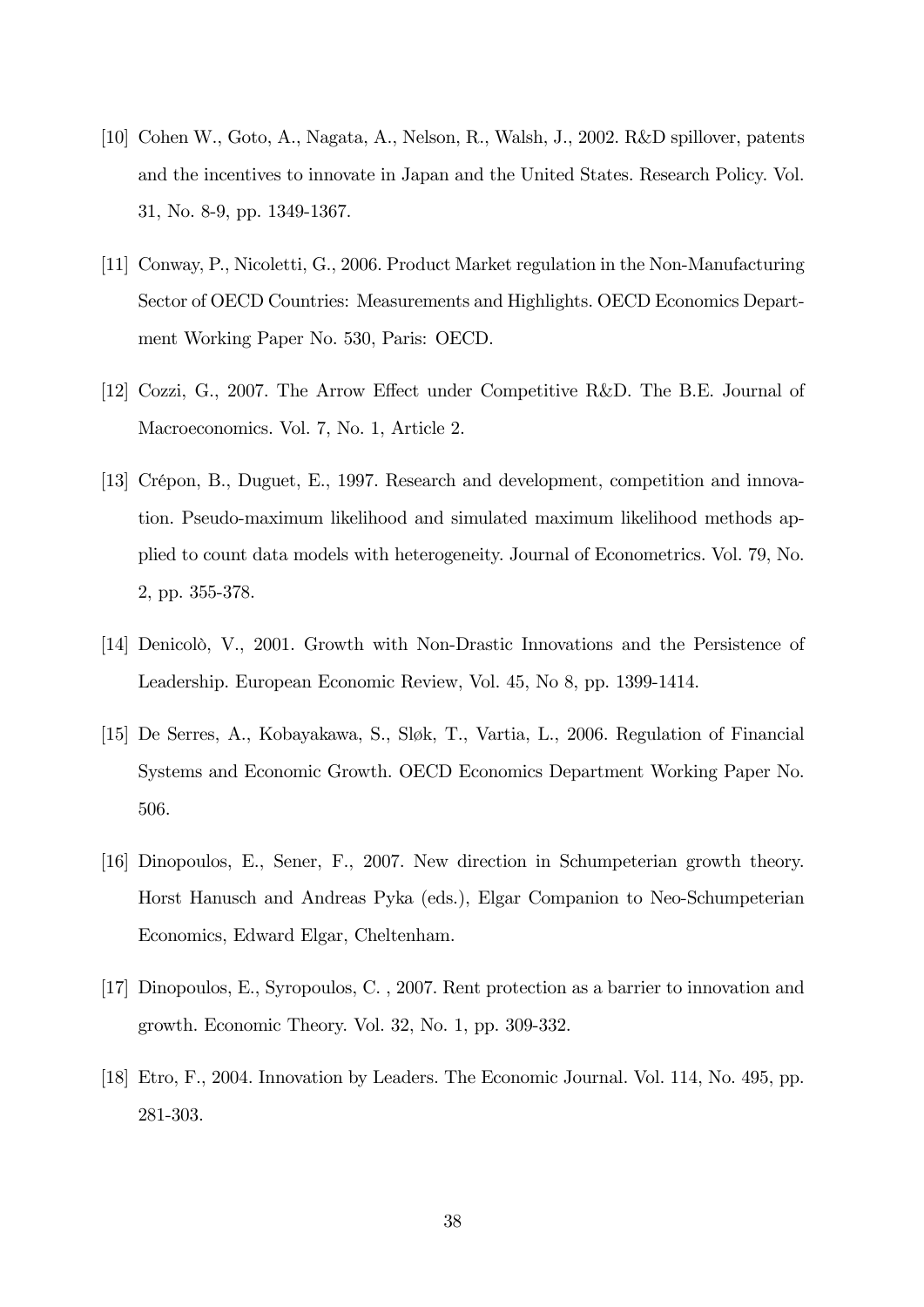[10] Cohen W., Goto, A., Nagata, A., Nelson, R., Walsh, J., 2002. R&D spillover, patents and the incentives to innovate in Japan and the United States. Research Policy. Vol. 31, No. 8-9, pp. 1349-1367.

[11] Conway, P., Nicoletti, G., 2006. Product Market regulation in the Non-Manufacturing Sector of OECD Countries: Measurements and Highlights. OECD Economics Department Working Paper No. 530, Paris: OECD.

[12] Cozzi, G., 2007. The Arrow Effect under Competitive R&D. The B.E. Journal of Macroeconomics. Vol. 7, No. 1, Article 2.

[13] Crépon, B., Duguet, E., 1997. Research and development, competition and innovation. Pseudo-maximum likelihood and simulated maximum likelihood methods applied to count data models with heterogeneity. Journal of Econometrics. Vol. 79, No. 2, pp. 355-378.

[14] Denicolò, V., 2001. Growth with Non-Drastic Innovations and the Persistence of Leadership. European Economic Review, Vol. 45, No 8, pp. 1399-1414.

[15] De Serres, A., Kobayakawa, S., Sløk, T., Vartia, L., 2006. Regulation of Financial Systems and Economic Growth. OECD Economics Department Working Paper No. 506.

[16] Dinopoulos, E., Sener, F., 2007. New direction in Schumpeterian growth theory. Horst Hanusch and Andreas Pyka (eds.), Elgar Companion to Neo-Schumpeterian Economics, Edward Elgar, Cheltenham.

[17] Dinopoulos, E., Syropoulos, C. , 2007. Rent protection as a barrier to innovation and growth. Economic Theory. Vol. 32, No. 1, pp. 309-332.

[18] Etro, F., 2004. Innovation by Leaders. The Economic Journal. Vol. 114, No. 495, pp. 281-303.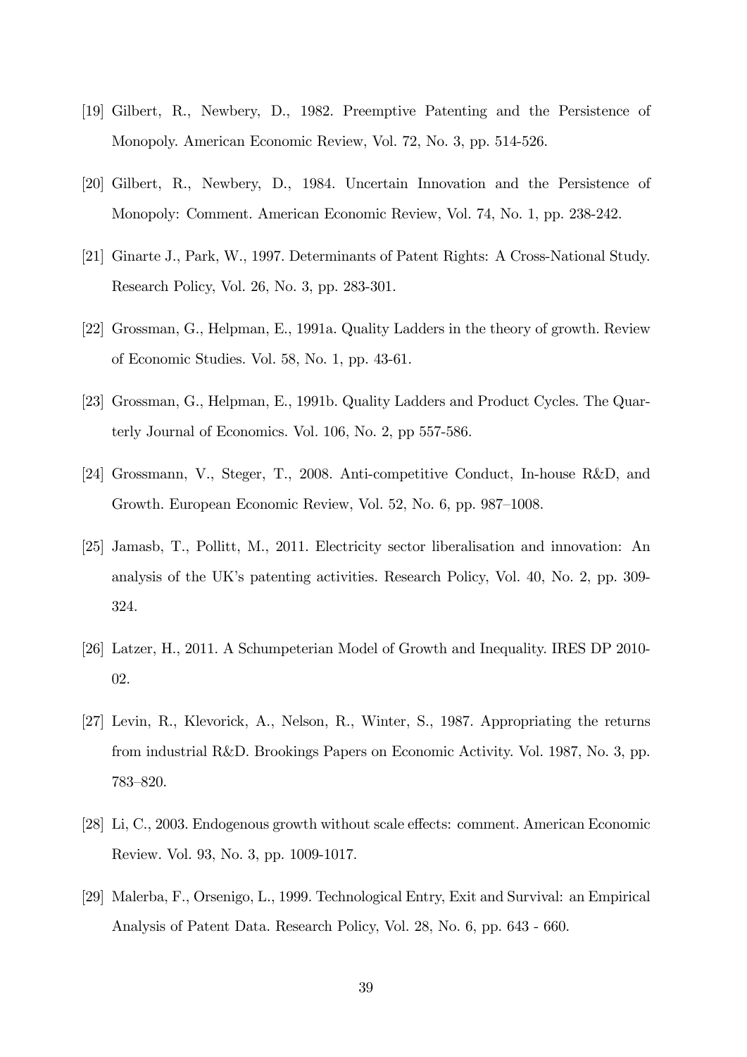[19] Gilbert, R., Newbery, D., 1982. Preemptive Patenting and the Persistence of Monopoly. American Economic Review, Vol. 72, No. 3, pp. 514-526.

[20] Gilbert, R., Newbery, D., 1984. Uncertain Innovation and the Persistence of Monopoly: Comment. American Economic Review, Vol. 74, No. 1, pp. 238-242.

[21] Ginarte J., Park, W., 1997. Determinants of Patent Rights: A Cross-National Study. Research Policy, Vol. 26, No. 3, pp. 283-301.

[22] Grossman, G., Helpman, E., 1991a. Quality Ladders in the theory of growth. Review of Economic Studies. Vol. 58, No. 1, pp. 43-61.

[23] Grossman, G., Helpman, E., 1991b. Quality Ladders and Product Cycles. The Quarterly Journal of Economics. Vol. 106, No. 2, pp 557-586.

[24] Grossmann, V., Steger, T., 2008. Anti-competitive Conduct, In-house R&D, and Growth. European Economic Review, Vol. 52, No. 6, pp. 987–1008.

[25] Jamasb, T., Pollitt, M., 2011. Electricity sector liberalisation and innovation: An analysis of the UK's patenting activities. Research Policy, Vol. 40, No. 2, pp. 309-324.

[26] Latzer, H., 2011. A Schumpeterian Model of Growth and Inequality. IRES DP 2010-02.

[27] Levin, R., Klevorick, A., Nelson, R., Winter, S., 1987. Appropriating the returns from industrial R&D. Brookings Papers on Economic Activity. Vol. 1987, No. 3, pp. 783–820.

[28] Li, C., 2003. Endogenous growth without scale effects: comment. American Economic Review. Vol. 93, No. 3, pp. 1009-1017.

[29] Malerba, F., Orsenigo, L., 1999. Technological Entry, Exit and Survival: an Empirical Analysis of Patent Data. Research Policy, Vol. 28, No. 6, pp. 643 - 660.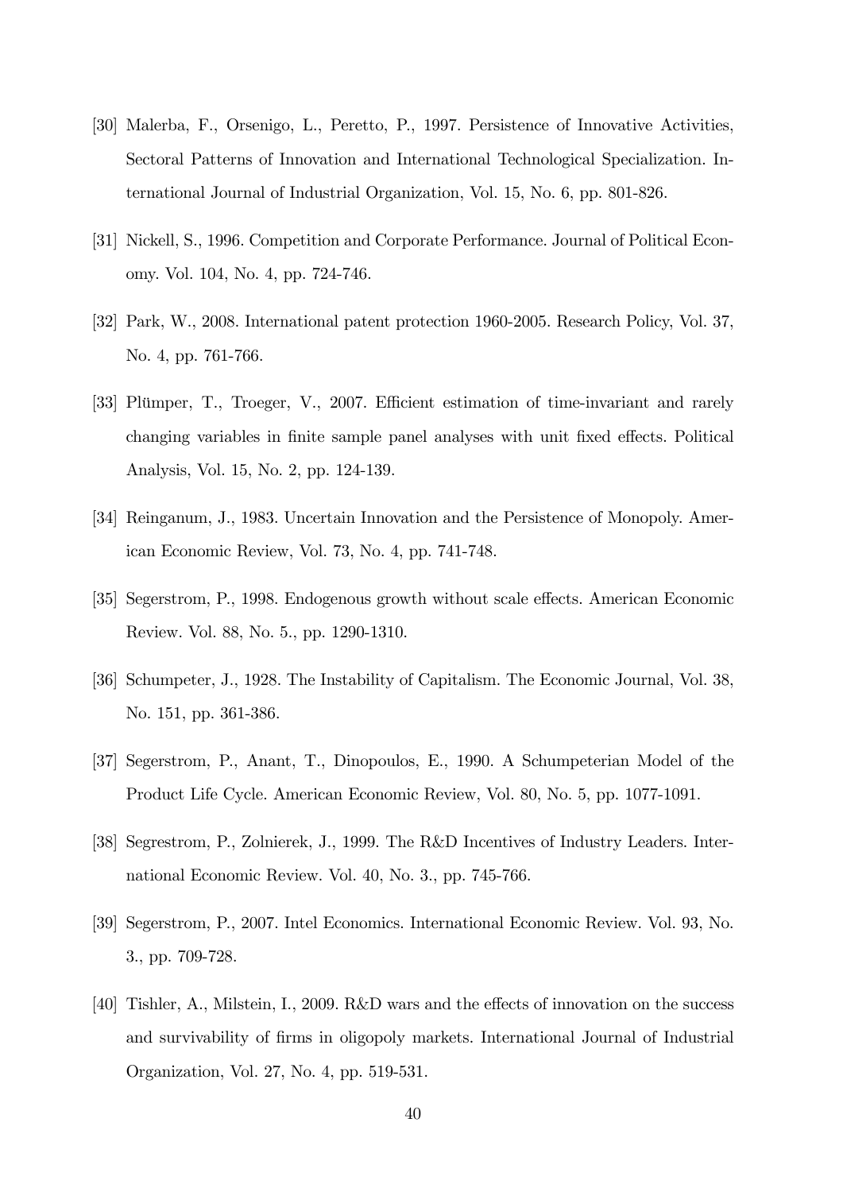[30] Malerba, F., Orsenigo, L., Peretto, P., 1997. Persistence of Innovative Activities, Sectoral Patterns of Innovation and International Technological Specialization. International Journal of Industrial Organization, Vol. 15, No. 6, pp. 801-826.

[31] Nickell, S., 1996. Competition and Corporate Performance. Journal of Political Economy. Vol. 104, No. 4, pp. 724-746.

[32] Park, W., 2008. International patent protection 1960-2005. Research Policy, Vol. 37, No. 4, pp. 761-766.

[33] Plümper, T., Troeger, V., 2007. Efficient estimation of time-invariant and rarely changing variables in finite sample panel analyses with unit fixed effects. Political Analysis, Vol. 15, No. 2, pp. 124-139.

[34] Reinganum, J., 1983. Uncertain Innovation and the Persistence of Monopoly. American Economic Review, Vol. 73, No. 4, pp. 741-748.

[35] Segerstrom, P., 1998. Endogenous growth without scale effects. American Economic Review. Vol. 88, No. 5., pp. 1290-1310.

[36] Schumpeter, J., 1928. The Instability of Capitalism. The Economic Journal, Vol. 38, No. 151, pp. 361-386.

[37] Segerstrom, P., Anant, T., Dinopoulos, E., 1990. A Schumpeterian Model of the Product Life Cycle. American Economic Review, Vol. 80, No. 5, pp. 1077-1091.

[38] Segrestrom, P., Zolnierek, J., 1999. The R&D Incentives of Industry Leaders. International Economic Review. Vol. 40, No. 3., pp. 745-766.

[39] Segerstrom, P., 2007. Intel Economics. International Economic Review. Vol. 93, No. 3., pp. 709-728.

[40] Tishler, A., Milstein, I., 2009. R&D wars and the effects of innovation on the success and survivability of firms in oligopoly markets. International Journal of Industrial Organization, Vol. 27, No. 4, pp. 519-531.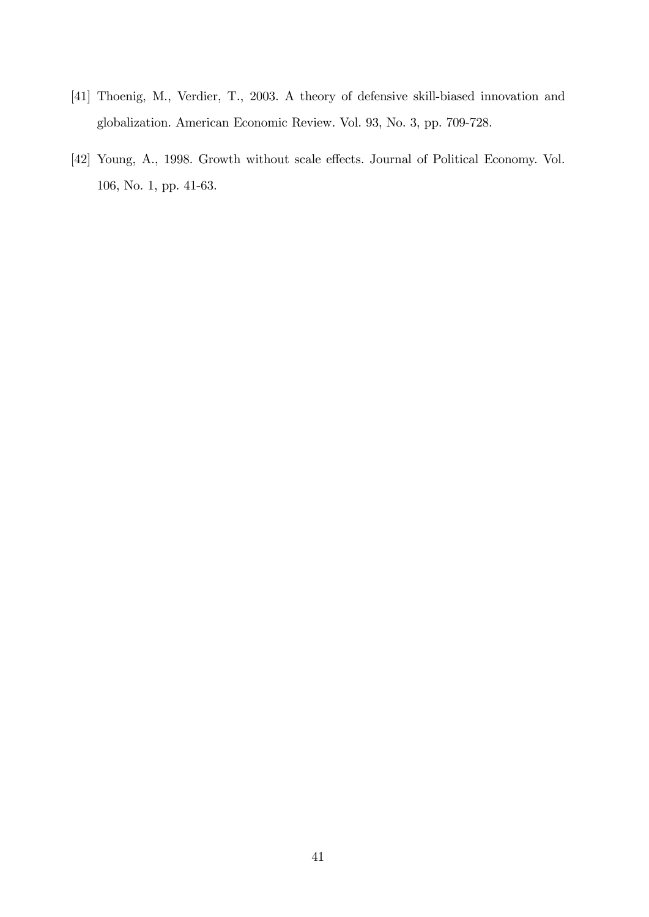[41] Thoenig, M., Verdier, T., 2003. A theory of defensive skill-biased innovation and globalization. American Economic Review. Vol. 93, No. 3, pp. 709-728.

[42] Young, A., 1998. Growth without scale effects. Journal of Political Economy. Vol. 106, No. 1, pp. 41-63.